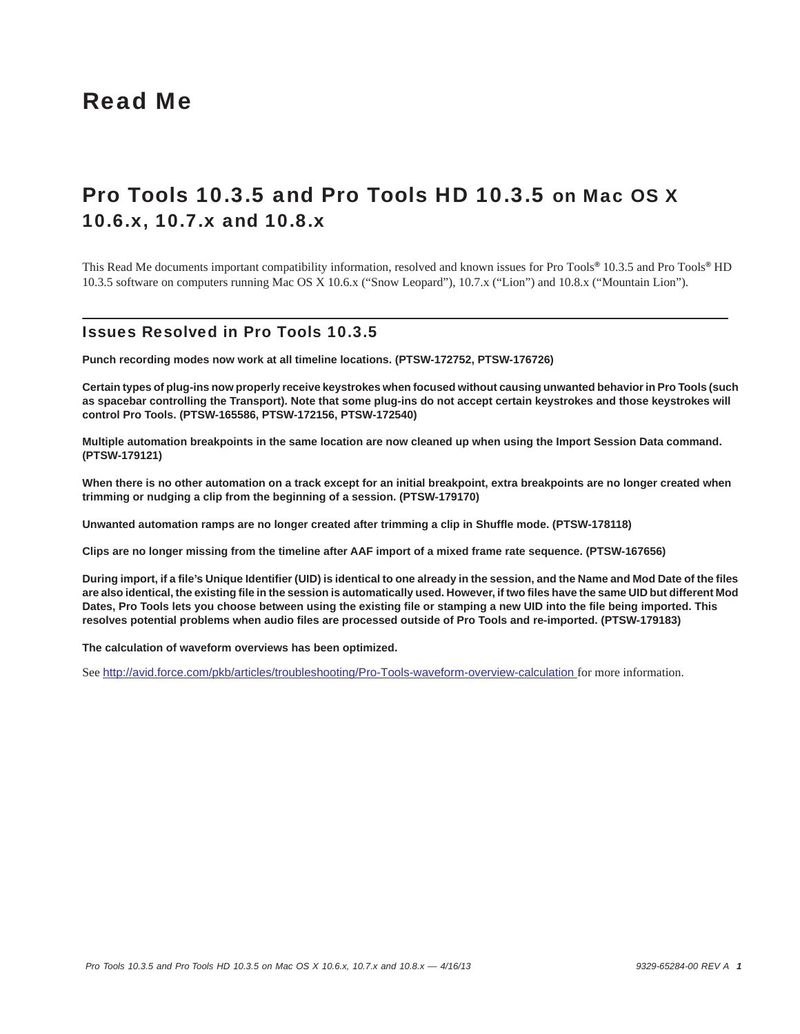# Read Me

## Pro Tools 10.3.5 and Pro Tools HD 10.3.5 on Mac OS X 10.6.x, 10.7.x and 10.8.x

This Read Me documents important compatibility information, resolved and known issues for Pro Tools® 10.3.5 and Pro Tools® HD 10.3.5 software on computers running Mac OS X 10.6.x (“Snow Leopard”), 10.7.x (“Lion”) and 10.8.x (“Mountain Lion”).

### Issues Resolved in Pro Tools 10.3.5

**Punch recording modes now work at all timeline locations. (PTSW-172752, PTSW-176726)**

**Certain types of plug-ins now properly receive keystrokes when focused without causing unwanted behavior in Pro Tools (such as spacebar controlling the Transport). Note that some plug-ins do not accept certain keystrokes and those keystrokes will control Pro Tools. (PTSW-165586, PTSW-172156, PTSW-172540)**

**Multiple automation breakpoints in the same location are now cleaned up when using the Import Session Data command. (PTSW-179121)**

**When there is no other automation on a track except for an initial breakpoint, extra breakpoints are no longer created when trimming or nudging a clip from the beginning of a session. (PTSW-179170)**

**Unwanted automation ramps are no longer created after trimming a clip in Shuffle mode. (PTSW-178118)**

**Clips are no longer missing from the timeline after AAF import of a mixed frame rate sequence. (PTSW-167656)**

**During import, if a file’s Unique Identifier (UID) is identical to one already in the session, and the Name and Mod Date of the files are also identical, the existing file in the session is automatically used. However, if two files have the same UID but different Mod Dates, Pro Tools lets you choose between using the existing file or stamping a new UID into the file being imported. This resolves potential problems when audio files are processed outside of Pro Tools and re-imported. (PTSW-179183)**

**The calculation of waveform overviews has been optimized.**

See http://avid.force.com/pkb/articles/troubleshooting/Pro-Tools-waveform-overview-calculation for more information.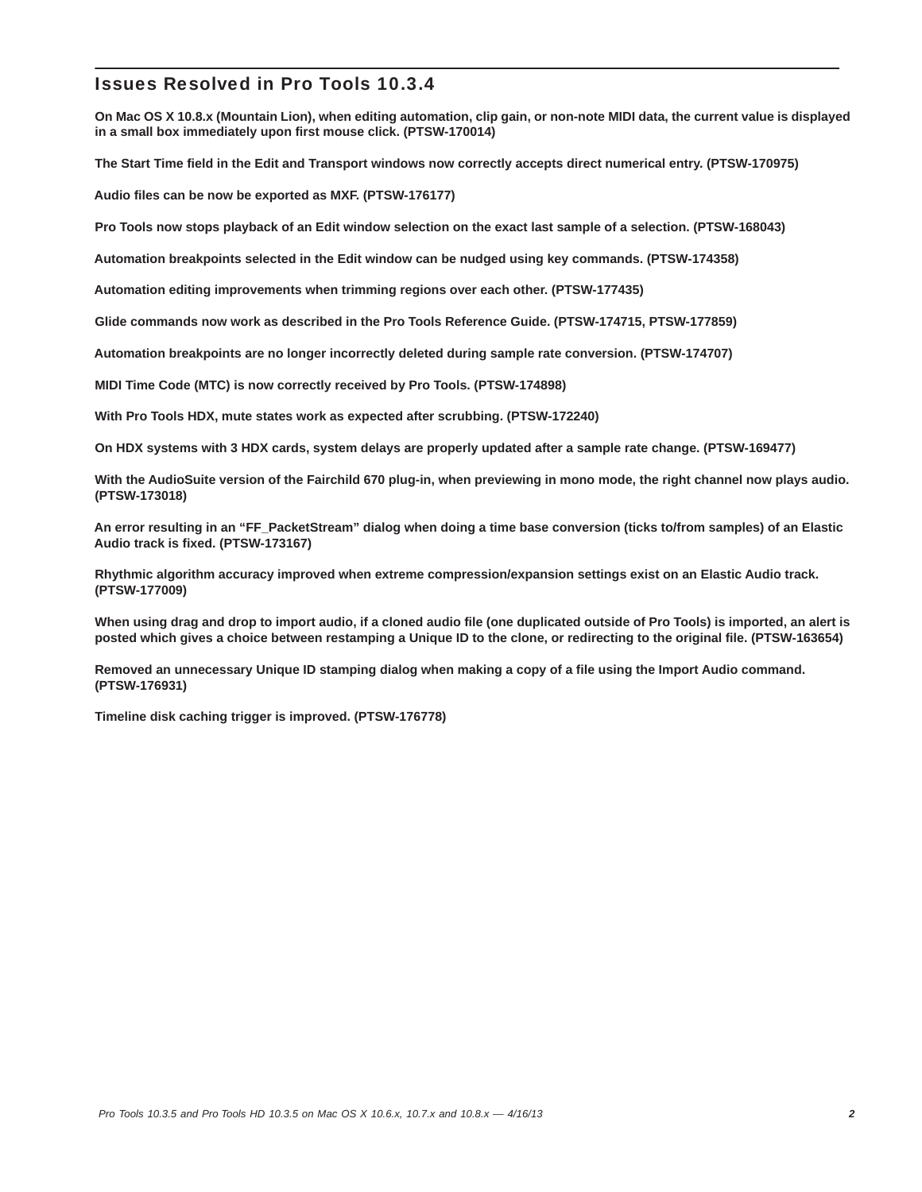## Issues Resolved in Pro Tools 10.3.4

**On Mac OS X 10.8.x (Mountain Lion), when editing automation, clip gain, or non-note MIDI data, the current value is displayed in a small box immediately upon first mouse click. (PTSW-170014)**

**The Start Time field in the Edit and Transport windows now correctly accepts direct numerical entry. (PTSW-170975)**

**Audio files can be now be exported as MXF. (PTSW-176177)**

**Pro Tools now stops playback of an Edit window selection on the exact last sample of a selection. (PTSW-168043)**

**Automation breakpoints selected in the Edit window can be nudged using key commands. (PTSW-174358)**

**Automation editing improvements when trimming regions over each other. (PTSW-177435)**

**Glide commands now work as described in the Pro Tools Reference Guide. (PTSW-174715, PTSW-177859)**

**Automation breakpoints are no longer incorrectly deleted during sample rate conversion. (PTSW-174707)**

**MIDI Time Code (MTC) is now correctly received by Pro Tools. (PTSW-174898)**

**With Pro Tools HDX, mute states work as expected after scrubbing. (PTSW-172240)**

**On HDX systems with 3 HDX cards, system delays are properly updated after a sample rate change. (PTSW-169477)**

**With the AudioSuite version of the Fairchild 670 plug-in, when previewing in mono mode, the right channel now plays audio. (PTSW-173018)**

**An error resulting in an "FF_PacketStream" dialog when doing a time base conversion (ticks to/from samples) of an Elastic Audio track is fixed. (PTSW-173167)**

**Rhythmic algorithm accuracy improved when extreme compression/expansion settings exist on an Elastic Audio track. (PTSW-177009)**

**When using drag and drop to import audio, if a cloned audio file (one duplicated outside of Pro Tools) is imported, an alert is posted which gives a choice between restamping a Unique ID to the clone, or redirecting to the original file. (PTSW-163654)**

**Removed an unnecessary Unique ID stamping dialog when making a copy of a file using the Import Audio command. (PTSW-176931)**

**Timeline disk caching trigger is improved. (PTSW-176778)**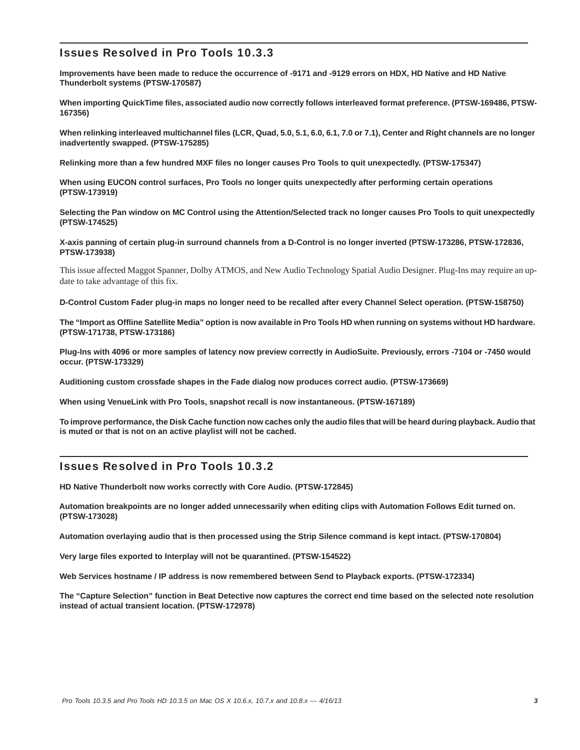## Issues Resolved in Pro Tools 10.3.3

**Improvements have been made to reduce the occurrence of -9171 and -9129 errors on HDX, HD Native and HD Native Thunderbolt systems (PTSW-170587)**

**When importing QuickTime files, associated audio now correctly follows interleaved format preference. (PTSW-169486, PTSW-167356)**

**When relinking interleaved multichannel files (LCR, Quad, 5.0, 5.1, 6.0, 6.1, 7.0 or 7.1), Center and Right channels are no longer inadvertently swapped. (PTSW-175285)**

**Relinking more than a few hundred MXF files no longer causes Pro Tools to quit unexpectedly. (PTSW-175347)**

**When using EUCON control surfaces, Pro Tools no longer quits unexpectedly after performing certain operations (PTSW-173919)**

**Selecting the Pan window on MC Control using the Attention/Selected track no longer causes Pro Tools to quit unexpectedly (PTSW-174525)**

**X-axis panning of certain plug-in surround channels from a D-Control is no longer inverted (PTSW-173286, PTSW-172836, PTSW-173938)**

This issue affected Maggot Spanner, Dolby ATMOS, and New Audio Technology Spatial Audio Designer. Plug-Ins may require an update to take advantage of this fix.

**D-Control Custom Fader plug-in maps no longer need to be recalled after every Channel Select operation. (PTSW-158750)**

**The "Import as Offline Satellite Media" option is now available in Pro Tools HD when running on systems without HD hardware. (PTSW-171738, PTSW-173186)**

**Plug-Ins with 4096 or more samples of latency now preview correctly in AudioSuite. Previously, errors -7104 or -7450 would occur. (PTSW-173329)**

**Auditioning custom crossfade shapes in the Fade dialog now produces correct audio. (PTSW-173669)**

**When using VenueLink with Pro Tools, snapshot recall is now instantaneous. (PTSW-167189)**

**To improve performance, the Disk Cache function now caches only the audio files that will be heard during playback. Audio that is muted or that is not on an active playlist will not be cached.**

## Issues Resolved in Pro Tools 10.3.2

**HD Native Thunderbolt now works correctly with Core Audio. (PTSW-172845)**

**Automation breakpoints are no longer added unnecessarily when editing clips with Automation Follows Edit turned on. (PTSW-173028)**

**Automation overlaying audio that is then processed using the Strip Silence command is kept intact. (PTSW-170804)**

**Very large files exported to Interplay will not be quarantined. (PTSW-154522)**

**Web Services hostname / IP address is now remembered between Send to Playback exports. (PTSW-172334)**

**The "Capture Selection" function in Beat Detective now captures the correct end time based on the selected note resolution instead of actual transient location. (PTSW-172978)**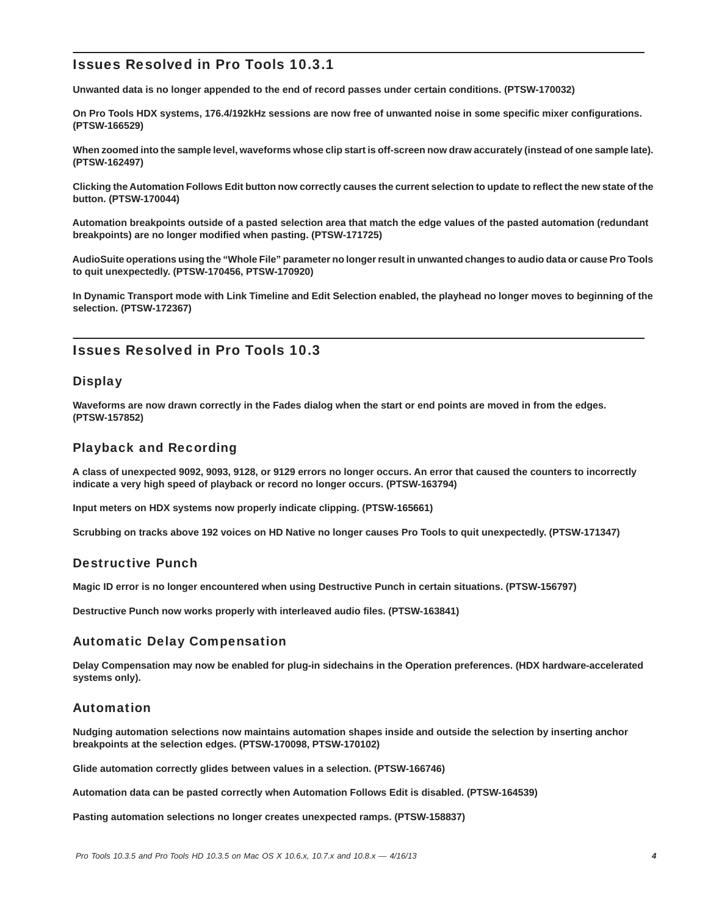## Issues Resolved in Pro Tools 10.3.1

**Unwanted data is no longer appended to the end of record passes under certain conditions. (PTSW-170032)**

**On Pro Tools HDX systems, 176.4/192kHz sessions are now free of unwanted noise in some specific mixer configurations. (PTSW-166529)**

**When zoomed into the sample level, waveforms whose clip start is off-screen now draw accurately (instead of one sample late). (PTSW-162497)**

**Clicking the Automation Follows Edit button now correctly causes the current selection to update to reflect the new state of the button. (PTSW-170044)**

**Automation breakpoints outside of a pasted selection area that match the edge values of the pasted automation (redundant breakpoints) are no longer modified when pasting. (PTSW-171725)**

**AudioSuite operations using the "Whole File" parameter no longer result in unwanted changes to audio data or cause Pro Tools to quit unexpectedly. (PTSW-170456, PTSW-170920)**

**In Dynamic Transport mode with Link Timeline and Edit Selection enabled, the playhead no longer moves to beginning of the selection. (PTSW-172367)**

## Issues Resolved in Pro Tools 10.3

### Display

**Waveforms are now drawn correctly in the Fades dialog when the start or end points are moved in from the edges. (PTSW-157852)**

### Playback and Recording

**A class of unexpected 9092, 9093, 9128, or 9129 errors no longer occurs. An error that caused the counters to incorrectly indicate a very high speed of playback or record no longer occurs. (PTSW-163794)**

**Input meters on HDX systems now properly indicate clipping. (PTSW-165661)**

**Scrubbing on tracks above 192 voices on HD Native no longer causes Pro Tools to quit unexpectedly. (PTSW-171347)**

### Destructive Punch

**Magic ID error is no longer encountered when using Destructive Punch in certain situations. (PTSW-156797)**

**Destructive Punch now works properly with interleaved audio files. (PTSW-163841)**

### Automatic Delay Compensation

**Delay Compensation may now be enabled for plug-in sidechains in the Operation preferences. (HDX hardware-accelerated systems only).**

### Automation

**Nudging automation selections now maintains automation shapes inside and outside the selection by inserting anchor breakpoints at the selection edges. (PTSW-170098, PTSW-170102)**

**Glide automation correctly glides between values in a selection. (PTSW-166746)**

**Automation data can be pasted correctly when Automation Follows Edit is disabled. (PTSW-164539)**

**Pasting automation selections no longer creates unexpected ramps. (PTSW-158837)**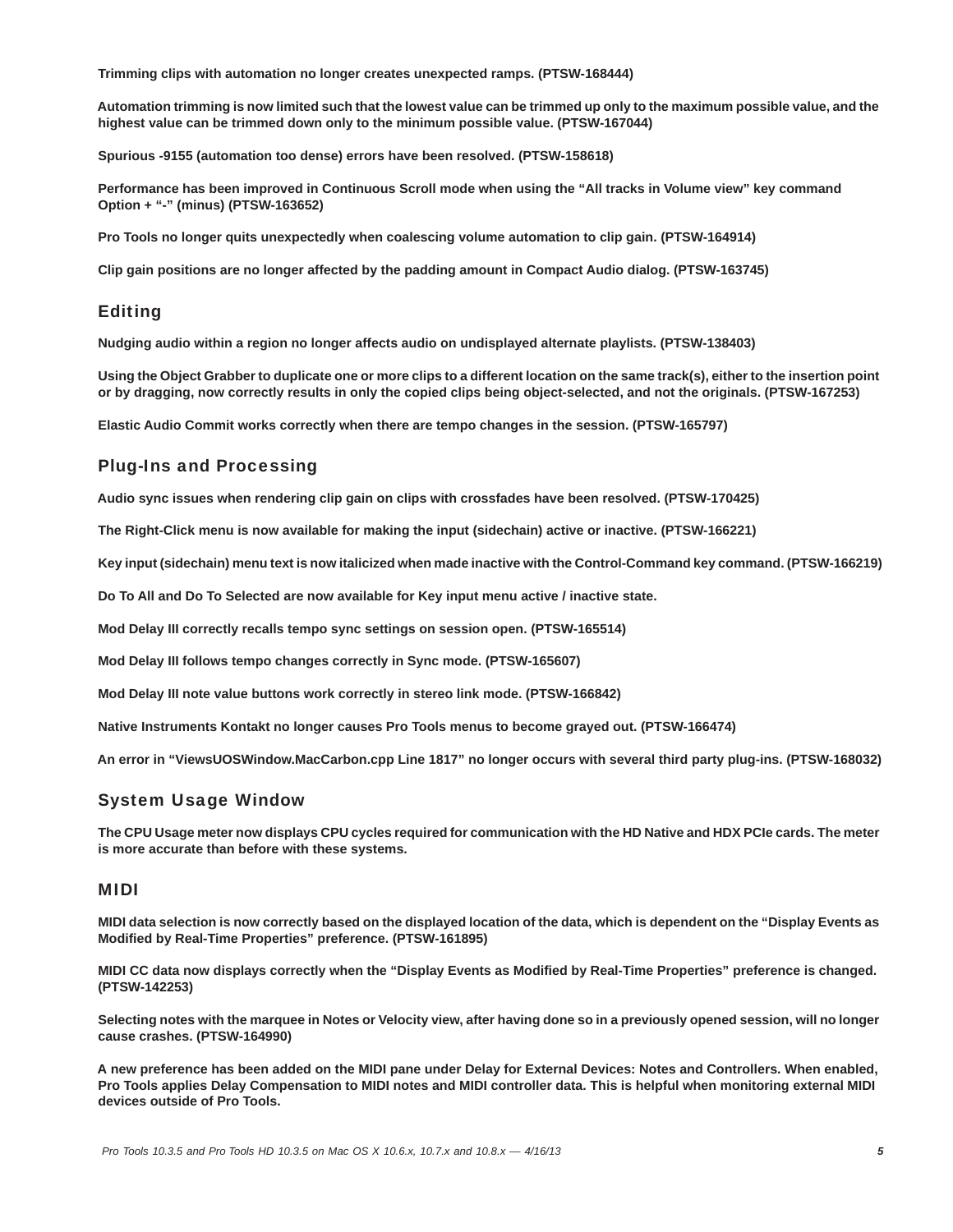**Trimming clips with automation no longer creates unexpected ramps. (PTSW-168444)**

**Automation trimming is now limited such that the lowest value can be trimmed up only to the maximum possible value, and the highest value can be trimmed down only to the minimum possible value. (PTSW-167044)**

**Spurious -9155 (automation too dense) errors have been resolved. (PTSW-158618)**

**Performance has been improved in Continuous Scroll mode when using the “All tracks in Volume view” key command Option + “-” (minus) (PTSW-163652)**

**Pro Tools no longer quits unexpectedly when coalescing volume automation to clip gain. (PTSW-164914)**

**Clip gain positions are no longer affected by the padding amount in Compact Audio dialog. (PTSW-163745)**

## Editing

**Nudging audio within a region no longer affects audio on undisplayed alternate playlists. (PTSW-138403)**

**Using the Object Grabber to duplicate one or more clips to a different location on the same track(s), either to the insertion point or by dragging, now correctly results in only the copied clips being object-selected, and not the originals. (PTSW-167253)**

**Elastic Audio Commit works correctly when there are tempo changes in the session. (PTSW-165797)**

## Plug-Ins and Processing

**Audio sync issues when rendering clip gain on clips with crossfades have been resolved. (PTSW-170425)**

**The Right-Click menu is now available for making the input (sidechain) active or inactive. (PTSW-166221)**

**Key input (sidechain) menu text is now italicized when made inactive with the Control-Command key command. (PTSW-166219)**

**Do To All and Do To Selected are now available for Key input menu active / inactive state.**

**Mod Delay III correctly recalls tempo sync settings on session open. (PTSW-165514)**

**Mod Delay III follows tempo changes correctly in Sync mode. (PTSW-165607)**

**Mod Delay III note value buttons work correctly in stereo link mode. (PTSW-166842)**

**Native Instruments Kontakt no longer causes Pro Tools menus to become grayed out. (PTSW-166474)**

**An error in “ViewsUOSWindow.MacCarbon.cpp Line 1817” no longer occurs with several third party plug-ins. (PTSW-168032)**

## System Usage Window

**The CPU Usage meter now displays CPU cycles required for communication with the HD Native and HDX PCIe cards. The meter is more accurate than before with these systems.**

## MIDI

**MIDI data selection is now correctly based on the displayed location of the data, which is dependent on the “Display Events as Modified by Real-Time Properties” preference. (PTSW-161895)**

**MIDI CC data now displays correctly when the “Display Events as Modified by Real-Time Properties” preference is changed. (PTSW-142253)**

**Selecting notes with the marquee in Notes or Velocity view, after having done so in a previously opened session, will no longer cause crashes. (PTSW-164990)**

**A new preference has been added on the MIDI pane under Delay for External Devices: Notes and Controllers. When enabled, Pro Tools applies Delay Compensation to MIDI notes and MIDI controller data. This is helpful when monitoring external MIDI devices outside of Pro Tools.**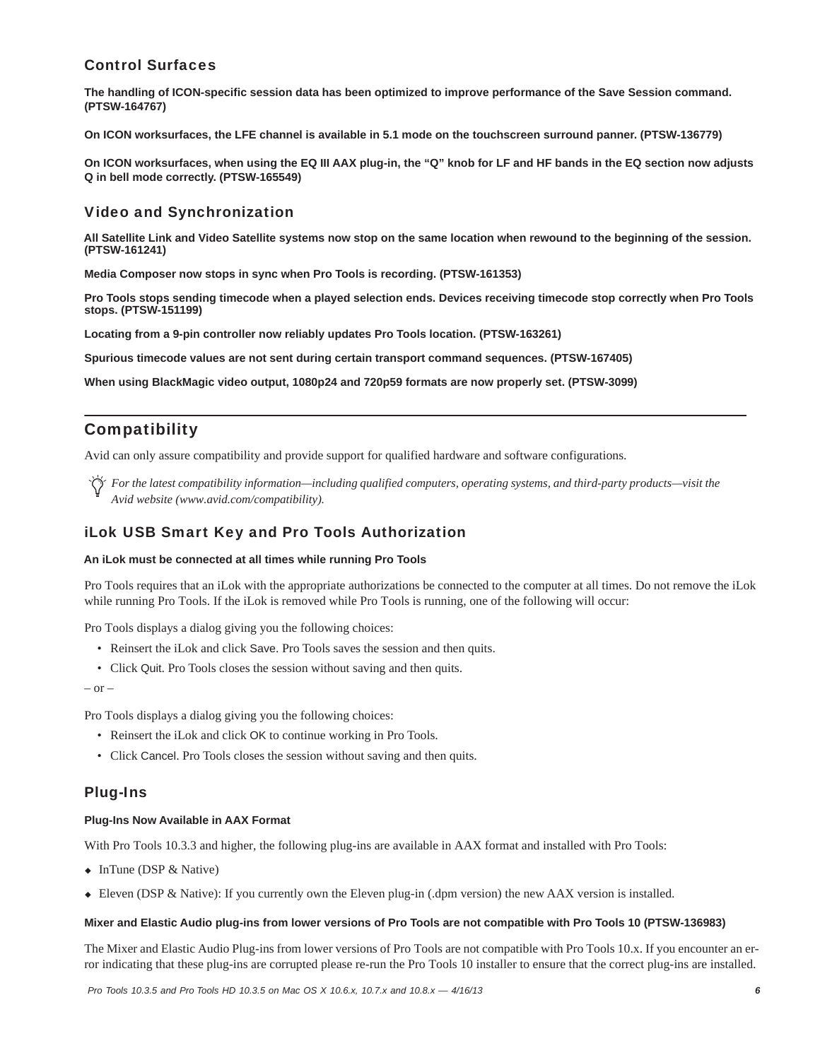### Control Surfaces

**The handling of ICON-specific session data has been optimized to improve performance of the Save Session command. (PTSW-164767)**

**On ICON worksurfaces, the LFE channel is available in 5.1 mode on the touchscreen surround panner. (PTSW-136779)**

**On ICON worksurfaces, when using the EQ III AAX plug-in, the "Q" knob for LF and HF bands in the EQ section now adjusts Q in bell mode correctly. (PTSW-165549)**

### Video and Synchronization

**All Satellite Link and Video Satellite systems now stop on the same location when rewound to the beginning of the session. (PTSW-161241)**

**Media Composer now stops in sync when Pro Tools is recording. (PTSW-161353)**

**Pro Tools stops sending timecode when a played selection ends. Devices receiving timecode stop correctly when Pro Tools stops. (PTSW-151199)**

**Locating from a 9-pin controller now reliably updates Pro Tools location. (PTSW-163261)**

**Spurious timecode values are not sent during certain transport command sequences. (PTSW-167405)**

**When using BlackMagic video output, 1080p24 and 720p59 formats are now properly set. (PTSW-3099)**

## Compatibility

Avid can only assure compatibility and provide support for qualified hardware and software configurations.

*For the latest compatibility information—including qualified computers, operating systems, and third-party products—visit the Avid website (www.avid.com/compatibility).*

### iLok USB Smart Key and Pro Tools Authorization

**An iLok must be connected at all times while running Pro Tools**

Pro Tools requires that an iLok with the appropriate authorizations be connected to the computer at all times. Do not remove the iLok while running Pro Tools. If the iLok is removed while Pro Tools is running, one of the following will occur:

Pro Tools displays a dialog giving you the following choices:

- Reinsert the iLok and click Save. Pro Tools saves the session and then quits.
- Click Quit. Pro Tools closes the session without saving and then quits.

– or –

Pro Tools displays a dialog giving you the following choices:

- Reinsert the iLok and click OK to continue working in Pro Tools.
- Click Cancel. Pro Tools closes the session without saving and then quits.

### Plug-Ins

**Plug-Ins Now Available in AAX Format**

With Pro Tools 10.3.3 and higher, the following plug-ins are available in AAX format and installed with Pro Tools:

- InTune (DSP & Native)
- Eleven (DSP & Native): If you currently own the Eleven plug-in (.dpm version) the new AAX version is installed.

**Mixer and Elastic Audio plug-ins from lower versions of Pro Tools are not compatible with Pro Tools 10 (PTSW-136983)**

The Mixer and Elastic Audio Plug-ins from lower versions of Pro Tools are not compatible with Pro Tools 10.x. If you encounter an error indicating that these plug-ins are corrupted please re-run the Pro Tools 10 installer to ensure that the correct plug-ins are installed.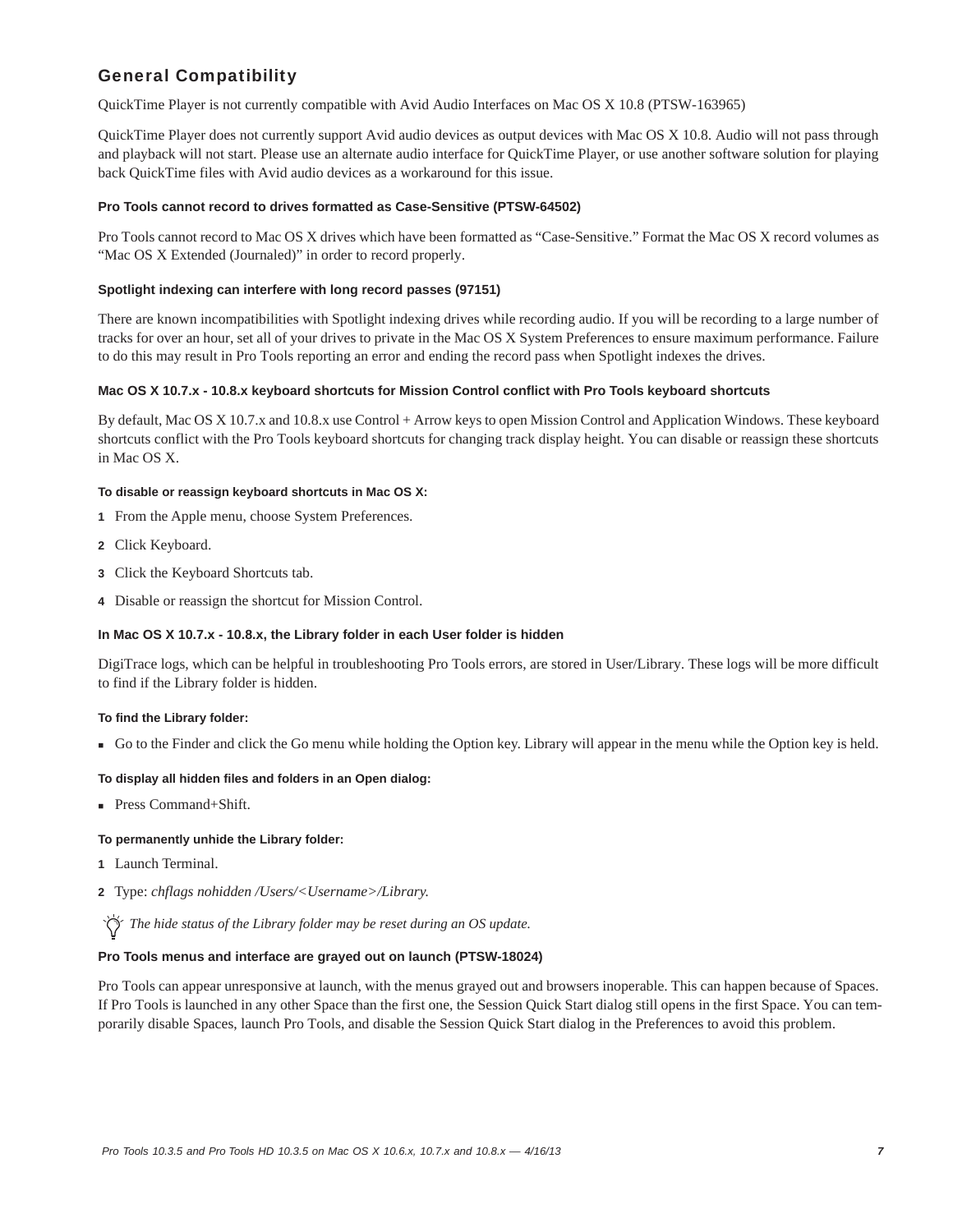## General Compatibility

QuickTime Player is not currently compatible with Avid Audio Interfaces on Mac OS X 10.8 (PTSW-163965)

QuickTime Player does not currently support Avid audio devices as output devices with Mac OS X 10.8. Audio will not pass through and playback will not start. Please use an alternate audio interface for QuickTime Player, or use another software solution for playing back QuickTime files with Avid audio devices as a workaround for this issue.

#### Pro Tools cannot record to drives formatted as Case-Sensitive (PTSW-64502)

Pro Tools cannot record to Mac OS X drives which have been formatted as "Case-Sensitive." Format the Mac OS X record volumes as "Mac OS X Extended (Journaled)" in order to record properly.

#### Spotlight indexing can interfere with long record passes (97151)

There are known incompatibilities with Spotlight indexing drives while recording audio. If you will be recording to a large number of tracks for over an hour, set all of your drives to private in the Mac OS X System Preferences to ensure maximum performance. Failure to do this may result in Pro Tools reporting an error and ending the record pass when Spotlight indexes the drives.

#### Mac OS X 10.7.x - 10.8.x keyboard shortcuts for Mission Control conflict with Pro Tools keyboard shortcuts

By default, Mac OS X 10.7.x and 10.8.x use Control + Arrow keys to open Mission Control and Application Windows. These keyboard shortcuts conflict with the Pro Tools keyboard shortcuts for changing track display height. You can disable or reassign these shortcuts in Mac OS X.

**To disable or reassign keyboard shortcuts in Mac OS X:**

1. From the Apple menu, choose System Preferences.
2. Click Keyboard.
3. Click the Keyboard Shortcuts tab.
4. Disable or reassign the shortcut for Mission Control.

#### In Mac OS X 10.7.x - 10.8.x, the Library folder in each User folder is hidden

DigiTrace logs, which can be helpful in troubleshooting Pro Tools errors, are stored in User/Library. These logs will be more difficult to find if the Library folder is hidden.

**To find the Library folder:**

- Go to the Finder and click the Go menu while holding the Option key. Library will appear in the menu while the Option key is held.

**To display all hidden files and folders in an Open dialog:**

- Press Command+Shift.

**To permanently unhide the Library folder:**

1. Launch Terminal.
2. Type: *chflags nohidden /Users/<Username>/Library.*

*The hide status of the Library folder may be reset during an OS update.*

#### Pro Tools menus and interface are grayed out on launch (PTSW-18024)

Pro Tools can appear unresponsive at launch, with the menus grayed out and browsers inoperable. This can happen because of Spaces. If Pro Tools is launched in any other Space than the first one, the Session Quick Start dialog still opens in the first Space. You can temporarily disable Spaces, launch Pro Tools, and disable the Session Quick Start dialog in the Preferences to avoid this problem.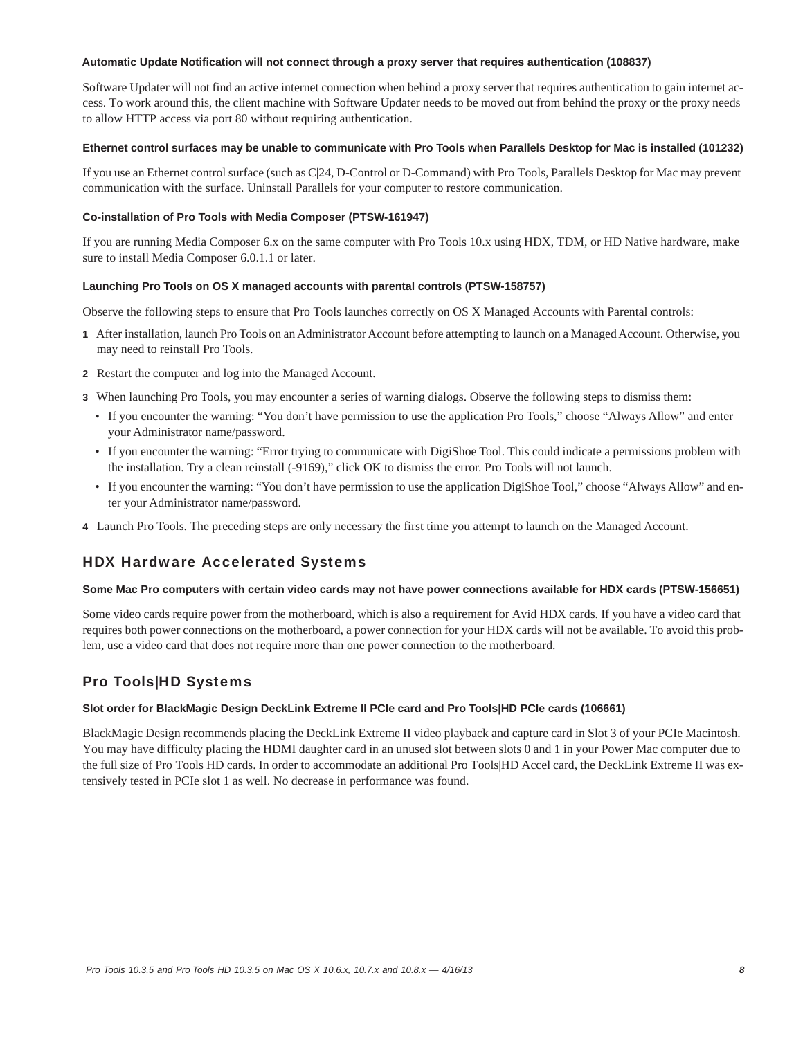#### Automatic Update Notification will not connect through a proxy server that requires authentication (108837)

Software Updater will not find an active internet connection when behind a proxy server that requires authentication to gain internet access. To work around this, the client machine with Software Updater needs to be moved out from behind the proxy or the proxy needs to allow HTTP access via port 80 without requiring authentication.

#### Ethernet control surfaces may be unable to communicate with Pro Tools when Parallels Desktop for Mac is installed (101232)

If you use an Ethernet control surface (such as C|24, D-Control or D-Command) with Pro Tools, Parallels Desktop for Mac may prevent communication with the surface. Uninstall Parallels for your computer to restore communication.

#### Co-installation of Pro Tools with Media Composer (PTSW-161947)

If you are running Media Composer 6.x on the same computer with Pro Tools 10.x using HDX, TDM, or HD Native hardware, make sure to install Media Composer 6.0.1.1 or later.

#### Launching Pro Tools on OS X managed accounts with parental controls (PTSW-158757)

Observe the following steps to ensure that Pro Tools launches correctly on OS X Managed Accounts with Parental controls:

1. After installation, launch Pro Tools on an Administrator Account before attempting to launch on a Managed Account. Otherwise, you may need to reinstall Pro Tools.
2. Restart the computer and log into the Managed Account.
3. When launching Pro Tools, you may encounter a series of warning dialogs. Observe the following steps to dismiss them:
   - If you encounter the warning: “You don’t have permission to use the application Pro Tools,” choose “Always Allow” and enter your Administrator name/password.
   - If you encounter the warning: “Error trying to communicate with DigiShoe Tool. This could indicate a permissions problem with the installation. Try a clean reinstall (-9169),” click OK to dismiss the error. Pro Tools will not launch.
   - If you encounter the warning: “You don’t have permission to use the application DigiShoe Tool,” choose “Always Allow” and enter your Administrator name/password.
4. Launch Pro Tools. The preceding steps are only necessary the first time you attempt to launch on the Managed Account.

## HDX Hardware Accelerated Systems

#### Some Mac Pro computers with certain video cards may not have power connections available for HDX cards (PTSW-156651)

Some video cards require power from the motherboard, which is also a requirement for Avid HDX cards. If you have a video card that requires both power connections on the motherboard, a power connection for your HDX cards will not be available. To avoid this problem, use a video card that does not require more than one power connection to the motherboard.

## Pro Tools|HD Systems

#### Slot order for BlackMagic Design DeckLink Extreme II PCIe card and Pro Tools|HD PCIe cards (106661)

BlackMagic Design recommends placing the DeckLink Extreme II video playback and capture card in Slot 3 of your PCIe Macintosh. You may have difficulty placing the HDMI daughter card in an unused slot between slots 0 and 1 in your Power Mac computer due to the full size of Pro Tools HD cards. In order to accommodate an additional Pro Tools|HD Accel card, the DeckLink Extreme II was extensively tested in PCIe slot 1 as well. No decrease in performance was found.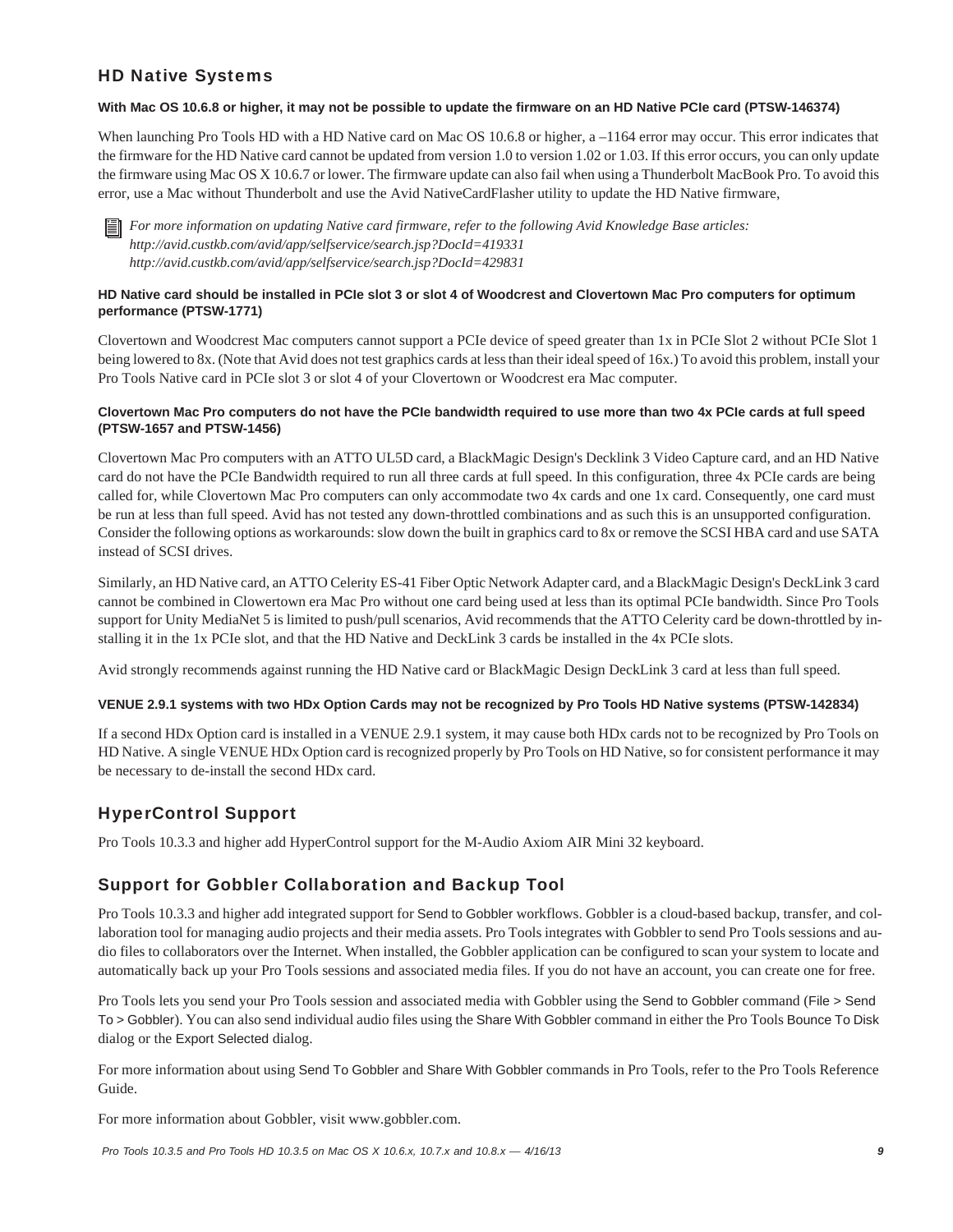## HD Native Systems

**With Mac OS 10.6.8 or higher, it may not be possible to update the firmware on an HD Native PCIe card (PTSW-146374)**

When launching Pro Tools HD with a HD Native card on Mac OS 10.6.8 or higher, a –1164 error may occur. This error indicates that the firmware for the HD Native card cannot be updated from version 1.0 to version 1.02 or 1.03. If this error occurs, you can only update the firmware using Mac OS X 10.6.7 or lower. The firmware update can also fail when using a Thunderbolt MacBook Pro. To avoid this error, use a Mac without Thunderbolt and use the Avid NativeCardFlasher utility to update the HD Native firmware,

*For more information on updating Native card firmware, refer to the following Avid Knowledge Base articles:*
*http://avid.custkb.com/avid/app/selfservice/search.jsp?DocId=419331*
*http://avid.custkb.com/avid/app/selfservice/search.jsp?DocId=429831*

**HD Native card should be installed in PCIe slot 3 or slot 4 of Woodcrest and Clovertown Mac Pro computers for optimum performance (PTSW-1771)**

Clovertown and Woodcrest Mac computers cannot support a PCIe device of speed greater than 1x in PCIe Slot 2 without PCIe Slot 1 being lowered to 8x. (Note that Avid does not test graphics cards at less than their ideal speed of 16x.) To avoid this problem, install your Pro Tools Native card in PCIe slot 3 or slot 4 of your Clovertown or Woodcrest era Mac computer.

**Clovertown Mac Pro computers do not have the PCIe bandwidth required to use more than two 4x PCIe cards at full speed (PTSW-1657 and PTSW-1456)**

Clovertown Mac Pro computers with an ATTO UL5D card, a BlackMagic Design's Decklink 3 Video Capture card, and an HD Native card do not have the PCIe Bandwidth required to run all three cards at full speed. In this configuration, three 4x PCIe cards are being called for, while Clovertown Mac Pro computers can only accommodate two 4x cards and one 1x card. Consequently, one card must be run at less than full speed. Avid has not tested any down-throttled combinations and as such this is an unsupported configuration. Consider the following options as workarounds: slow down the built in graphics card to 8x or remove the SCSI HBA card and use SATA instead of SCSI drives.

Similarly, an HD Native card, an ATTO Celerity ES-41 Fiber Optic Network Adapter card, and a BlackMagic Design's DeckLink 3 card cannot be combined in Clowertown era Mac Pro without one card being used at less than its optimal PCIe bandwidth. Since Pro Tools support for Unity MediaNet 5 is limited to push/pull scenarios, Avid recommends that the ATTO Celerity card be down-throttled by installing it in the 1x PCIe slot, and that the HD Native and DeckLink 3 cards be installed in the 4x PCIe slots.

Avid strongly recommends against running the HD Native card or BlackMagic Design DeckLink 3 card at less than full speed.

**VENUE 2.9.1 systems with two HDx Option Cards may not be recognized by Pro Tools HD Native systems (PTSW-142834)**

If a second HDx Option card is installed in a VENUE 2.9.1 system, it may cause both HDx cards not to be recognized by Pro Tools on HD Native. A single VENUE HDx Option card is recognized properly by Pro Tools on HD Native, so for consistent performance it may be necessary to de-install the second HDx card.

## HyperControl Support

Pro Tools 10.3.3 and higher add HyperControl support for the M-Audio Axiom AIR Mini 32 keyboard.

## Support for Gobbler Collaboration and Backup Tool

Pro Tools 10.3.3 and higher add integrated support for Send to Gobbler workflows. Gobbler is a cloud-based backup, transfer, and collaboration tool for managing audio projects and their media assets. Pro Tools integrates with Gobbler to send Pro Tools sessions and audio files to collaborators over the Internet. When installed, the Gobbler application can be configured to scan your system to locate and automatically back up your Pro Tools sessions and associated media files. If you do not have an account, you can create one for free.

Pro Tools lets you send your Pro Tools session and associated media with Gobbler using the Send to Gobbler command (File > Send To > Gobbler). You can also send individual audio files using the Share With Gobbler command in either the Pro Tools Bounce To Disk dialog or the Export Selected dialog.

For more information about using Send To Gobbler and Share With Gobbler commands in Pro Tools, refer to the Pro Tools Reference Guide.

For more information about Gobbler, visit www.gobbler.com.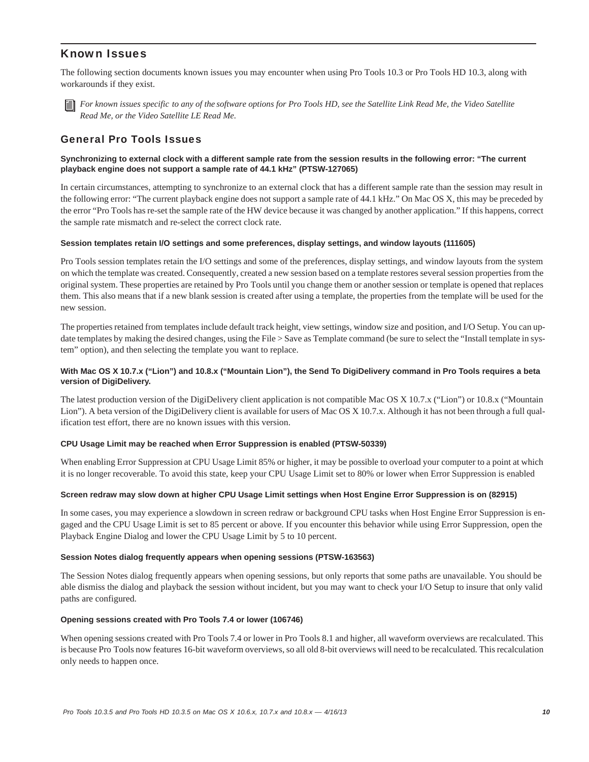## Known Issues

The following section documents known issues you may encounter when using Pro Tools 10.3 or Pro Tools HD 10.3, along with workarounds if they exist.

*For known issues specific to any of the software options for Pro Tools HD, see the Satellite Link Read Me, the Video Satellite Read Me, or the Video Satellite LE Read Me.*

### General Pro Tools Issues

#### Synchronizing to external clock with a different sample rate from the session results in the following error: "The current playback engine does not support a sample rate of 44.1 kHz" (PTSW-127065)

In certain circumstances, attempting to synchronize to an external clock that has a different sample rate than the session may result in the following error: "The current playback engine does not support a sample rate of 44.1 kHz." On Mac OS X, this may be preceded by the error "Pro Tools has re-set the sample rate of the HW device because it was changed by another application." If this happens, correct the sample rate mismatch and re-select the correct clock rate.

#### Session templates retain I/O settings and some preferences, display settings, and window layouts (111605)

Pro Tools session templates retain the I/O settings and some of the preferences, display settings, and window layouts from the system on which the template was created. Consequently, created a new session based on a template restores several session properties from the original system. These properties are retained by Pro Tools until you change them or another session or template is opened that replaces them. This also means that if a new blank session is created after using a template, the properties from the template will be used for the new session.

The properties retained from templates include default track height, view settings, window size and position, and I/O Setup. You can update templates by making the desired changes, using the File > Save as Template command (be sure to select the "Install template in system" option), and then selecting the template you want to replace.

#### With Mac OS X 10.7.x ("Lion") and 10.8.x ("Mountain Lion"), the Send To DigiDelivery command in Pro Tools requires a beta version of DigiDelivery.

The latest production version of the DigiDelivery client application is not compatible Mac OS X 10.7.x ("Lion") or 10.8.x ("Mountain Lion"). A beta version of the DigiDelivery client is available for users of Mac OS X 10.7.x. Although it has not been through a full qualification test effort, there are no known issues with this version.

#### CPU Usage Limit may be reached when Error Suppression is enabled (PTSW-50339)

When enabling Error Suppression at CPU Usage Limit 85% or higher, it may be possible to overload your computer to a point at which it is no longer recoverable. To avoid this state, keep your CPU Usage Limit set to 80% or lower when Error Suppression is enabled

#### Screen redraw may slow down at higher CPU Usage Limit settings when Host Engine Error Suppression is on (82915)

In some cases, you may experience a slowdown in screen redraw or background CPU tasks when Host Engine Error Suppression is engaged and the CPU Usage Limit is set to 85 percent or above. If you encounter this behavior while using Error Suppression, open the Playback Engine Dialog and lower the CPU Usage Limit by 5 to 10 percent.

#### Session Notes dialog frequently appears when opening sessions (PTSW-163563)

The Session Notes dialog frequently appears when opening sessions, but only reports that some paths are unavailable. You should be able dismiss the dialog and playback the session without incident, but you may want to check your I/O Setup to insure that only valid paths are configured.

#### Opening sessions created with Pro Tools 7.4 or lower (106746)

When opening sessions created with Pro Tools 7.4 or lower in Pro Tools 8.1 and higher, all waveform overviews are recalculated. This is because Pro Tools now features 16-bit waveform overviews, so all old 8-bit overviews will need to be recalculated. This recalculation only needs to happen once.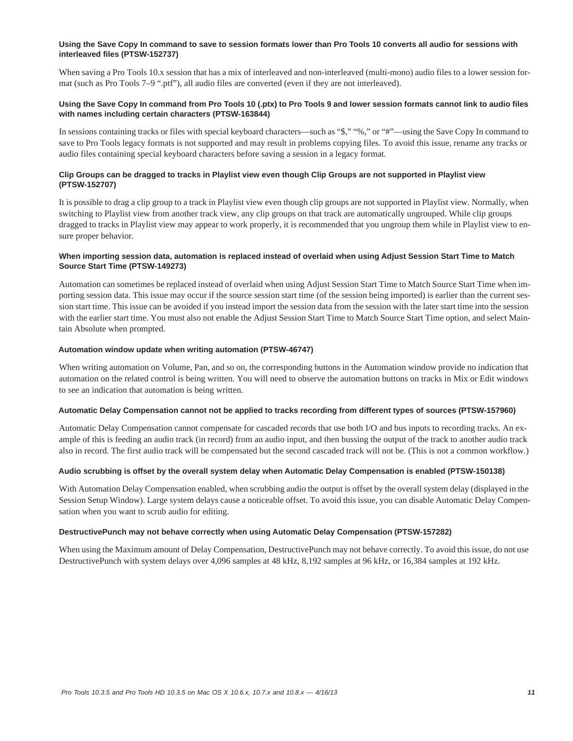**Using the Save Copy In command to save to session formats lower than Pro Tools 10 converts all audio for sessions with interleaved files (PTSW-152737)**

When saving a Pro Tools 10.x session that has a mix of interleaved and non-interleaved (multi-mono) audio files to a lower session format (such as Pro Tools 7–9 ".ptf"), all audio files are converted (even if they are not interleaved).

**Using the Save Copy In command from Pro Tools 10 (.ptx) to Pro Tools 9 and lower session formats cannot link to audio files with names including certain characters (PTSW-163844)**

In sessions containing tracks or files with special keyboard characters—such as "$," "%," or "#"—using the Save Copy In command to save to Pro Tools legacy formats is not supported and may result in problems copying files. To avoid this issue, rename any tracks or audio files containing special keyboard characters before saving a session in a legacy format.

**Clip Groups can be dragged to tracks in Playlist view even though Clip Groups are not supported in Playlist view (PTSW-152707)**

It is possible to drag a clip group to a track in Playlist view even though clip groups are not supported in Playlist view. Normally, when switching to Playlist view from another track view, any clip groups on that track are automatically ungrouped. While clip groups dragged to tracks in Playlist view may appear to work properly, it is recommended that you ungroup them while in Playlist view to ensure proper behavior.

**When importing session data, automation is replaced instead of overlaid when using Adjust Session Start Time to Match Source Start Time (PTSW-149273)**

Automation can sometimes be replaced instead of overlaid when using Adjust Session Start Time to Match Source Start Time when importing session data. This issue may occur if the source session start time (of the session being imported) is earlier than the current session start time. This issue can be avoided if you instead import the session data from the session with the later start time into the session with the earlier start time. You must also not enable the Adjust Session Start Time to Match Source Start Time option, and select Maintain Absolute when prompted.

**Automation window update when writing automation (PTSW-46747)**

When writing automation on Volume, Pan, and so on, the corresponding buttons in the Automation window provide no indication that automation on the related control is being written. You will need to observe the automation buttons on tracks in Mix or Edit windows to see an indication that automation is being written.

**Automatic Delay Compensation cannot not be applied to tracks recording from different types of sources (PTSW-157960)**

Automatic Delay Compensation cannot compensate for cascaded records that use both I/O and bus inputs to recording tracks. An example of this is feeding an audio track (in record) from an audio input, and then bussing the output of the track to another audio track also in record. The first audio track will be compensated but the second cascaded track will not be. (This is not a common workflow.)

**Audio scrubbing is offset by the overall system delay when Automatic Delay Compensation is enabled (PTSW-150138)**

With Automation Delay Compensation enabled, when scrubbing audio the output is offset by the overall system delay (displayed in the Session Setup Window). Large system delays cause a noticeable offset. To avoid this issue, you can disable Automatic Delay Compensation when you want to scrub audio for editing.

**DestructivePunch may not behave correctly when using Automatic Delay Compensation (PTSW-157282)**

When using the Maximum amount of Delay Compensation, DestructivePunch may not behave correctly. To avoid this issue, do not use DestructivePunch with system delays over 4,096 samples at 48 kHz, 8,192 samples at 96 kHz, or 16,384 samples at 192 kHz.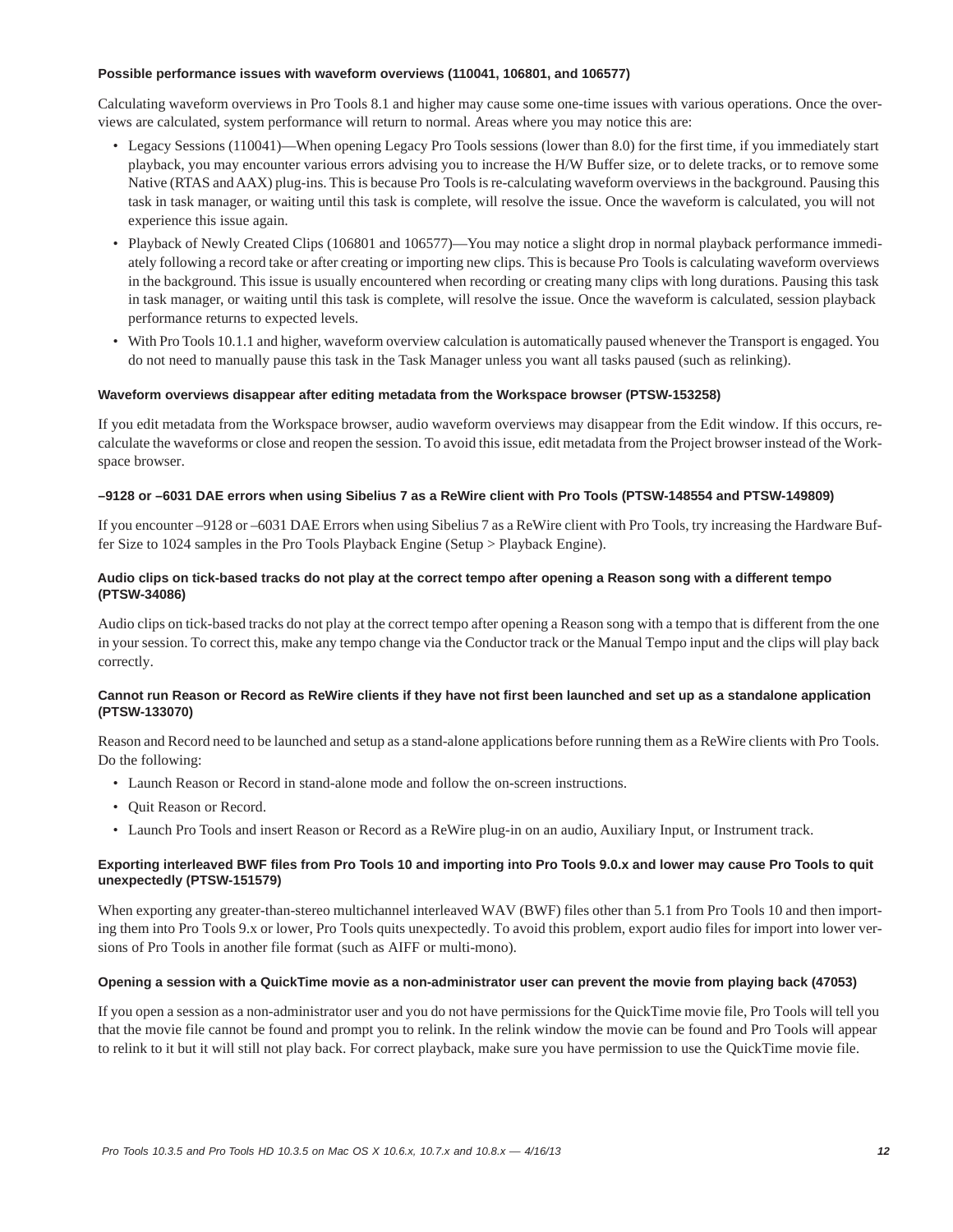#### Possible performance issues with waveform overviews (110041, 106801, and 106577)

Calculating waveform overviews in Pro Tools 8.1 and higher may cause some one-time issues with various operations. Once the overviews are calculated, system performance will return to normal. Areas where you may notice this are:

- Legacy Sessions (110041)—When opening Legacy Pro Tools sessions (lower than 8.0) for the first time, if you immediately start playback, you may encounter various errors advising you to increase the H/W Buffer size, or to delete tracks, or to remove some Native (RTAS and AAX) plug-ins. This is because Pro Tools is re-calculating waveform overviews in the background. Pausing this task in task manager, or waiting until this task is complete, will resolve the issue. Once the waveform is calculated, you will not experience this issue again.
- Playback of Newly Created Clips (106801 and 106577)—You may notice a slight drop in normal playback performance immediately following a record take or after creating or importing new clips. This is because Pro Tools is calculating waveform overviews in the background. This issue is usually encountered when recording or creating many clips with long durations. Pausing this task in task manager, or waiting until this task is complete, will resolve the issue. Once the waveform is calculated, session playback performance returns to expected levels.
- With Pro Tools 10.1.1 and higher, waveform overview calculation is automatically paused whenever the Transport is engaged. You do not need to manually pause this task in the Task Manager unless you want all tasks paused (such as relinking).

#### Waveform overviews disappear after editing metadata from the Workspace browser (PTSW-153258)

If you edit metadata from the Workspace browser, audio waveform overviews may disappear from the Edit window. If this occurs, recalculate the waveforms or close and reopen the session. To avoid this issue, edit metadata from the Project browser instead of the Workspace browser.

#### –9128 or –6031 DAE errors when using Sibelius 7 as a ReWire client with Pro Tools (PTSW-148554 and PTSW-149809)

If you encounter –9128 or –6031 DAE Errors when using Sibelius 7 as a ReWire client with Pro Tools, try increasing the Hardware Buffer Size to 1024 samples in the Pro Tools Playback Engine (Setup > Playback Engine).

#### Audio clips on tick-based tracks do not play at the correct tempo after opening a Reason song with a different tempo (PTSW-34086)

Audio clips on tick-based tracks do not play at the correct tempo after opening a Reason song with a tempo that is different from the one in your session. To correct this, make any tempo change via the Conductor track or the Manual Tempo input and the clips will play back correctly.

#### Cannot run Reason or Record as ReWire clients if they have not first been launched and set up as a standalone application (PTSW-133070)

Reason and Record need to be launched and setup as a stand-alone applications before running them as a ReWire clients with Pro Tools. Do the following:

- Launch Reason or Record in stand-alone mode and follow the on-screen instructions.
- Quit Reason or Record.
- Launch Pro Tools and insert Reason or Record as a ReWire plug-in on an audio, Auxiliary Input, or Instrument track.

#### Exporting interleaved BWF files from Pro Tools 10 and importing into Pro Tools 9.0.x and lower may cause Pro Tools to quit unexpectedly (PTSW-151579)

When exporting any greater-than-stereo multichannel interleaved WAV (BWF) files other than 5.1 from Pro Tools 10 and then importing them into Pro Tools 9.x or lower, Pro Tools quits unexpectedly. To avoid this problem, export audio files for import into lower versions of Pro Tools in another file format (such as AIFF or multi-mono).

#### Opening a session with a QuickTime movie as a non-administrator user can prevent the movie from playing back (47053)

If you open a session as a non-administrator user and you do not have permissions for the QuickTime movie file, Pro Tools will tell you that the movie file cannot be found and prompt you to relink. In the relink window the movie can be found and Pro Tools will appear to relink to it but it will still not play back. For correct playback, make sure you have permission to use the QuickTime movie file.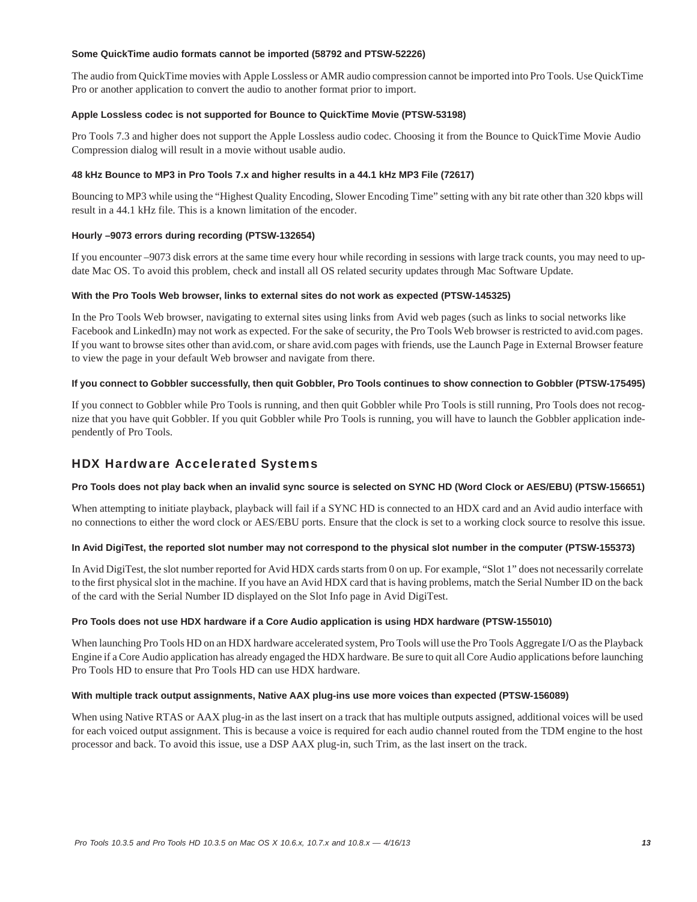#### Some QuickTime audio formats cannot be imported (58792 and PTSW-52226)

The audio from QuickTime movies with Apple Lossless or AMR audio compression cannot be imported into Pro Tools. Use QuickTime Pro or another application to convert the audio to another format prior to import.

#### Apple Lossless codec is not supported for Bounce to QuickTime Movie (PTSW-53198)

Pro Tools 7.3 and higher does not support the Apple Lossless audio codec. Choosing it from the Bounce to QuickTime Movie Audio Compression dialog will result in a movie without usable audio.

#### 48 kHz Bounce to MP3 in Pro Tools 7.x and higher results in a 44.1 kHz MP3 File (72617)

Bouncing to MP3 while using the "Highest Quality Encoding, Slower Encoding Time" setting with any bit rate other than 320 kbps will result in a 44.1 kHz file. This is a known limitation of the encoder.

#### Hourly –9073 errors during recording (PTSW-132654)

If you encounter –9073 disk errors at the same time every hour while recording in sessions with large track counts, you may need to update Mac OS. To avoid this problem, check and install all OS related security updates through Mac Software Update.

#### With the Pro Tools Web browser, links to external sites do not work as expected (PTSW-145325)

In the Pro Tools Web browser, navigating to external sites using links from Avid web pages (such as links to social networks like Facebook and LinkedIn) may not work as expected. For the sake of security, the Pro Tools Web browser is restricted to avid.com pages. If you want to browse sites other than avid.com, or share avid.com pages with friends, use the Launch Page in External Browser feature to view the page in your default Web browser and navigate from there.

#### If you connect to Gobbler successfully, then quit Gobbler, Pro Tools continues to show connection to Gobbler (PTSW-175495)

If you connect to Gobbler while Pro Tools is running, and then quit Gobbler while Pro Tools is still running, Pro Tools does not recognize that you have quit Gobbler. If you quit Gobbler while Pro Tools is running, you will have to launch the Gobbler application independently of Pro Tools.

## HDX Hardware Accelerated Systems

#### Pro Tools does not play back when an invalid sync source is selected on SYNC HD (Word Clock or AES/EBU) (PTSW-156651)

When attempting to initiate playback, playback will fail if a SYNC HD is connected to an HDX card and an Avid audio interface with no connections to either the word clock or AES/EBU ports. Ensure that the clock is set to a working clock source to resolve this issue.

#### In Avid DigiTest, the reported slot number may not correspond to the physical slot number in the computer (PTSW-155373)

In Avid DigiTest, the slot number reported for Avid HDX cards starts from 0 on up. For example, "Slot 1" does not necessarily correlate to the first physical slot in the machine. If you have an Avid HDX card that is having problems, match the Serial Number ID on the back of the card with the Serial Number ID displayed on the Slot Info page in Avid DigiTest.

#### Pro Tools does not use HDX hardware if a Core Audio application is using HDX hardware (PTSW-155010)

When launching Pro Tools HD on an HDX hardware accelerated system, Pro Tools will use the Pro Tools Aggregate I/O as the Playback Engine if a Core Audio application has already engaged the HDX hardware. Be sure to quit all Core Audio applications before launching Pro Tools HD to ensure that Pro Tools HD can use HDX hardware.

#### With multiple track output assignments, Native AAX plug-ins use more voices than expected (PTSW-156089)

When using Native RTAS or AAX plug-in as the last insert on a track that has multiple outputs assigned, additional voices will be used for each voiced output assignment. This is because a voice is required for each audio channel routed from the TDM engine to the host processor and back. To avoid this issue, use a DSP AAX plug-in, such Trim, as the last insert on the track.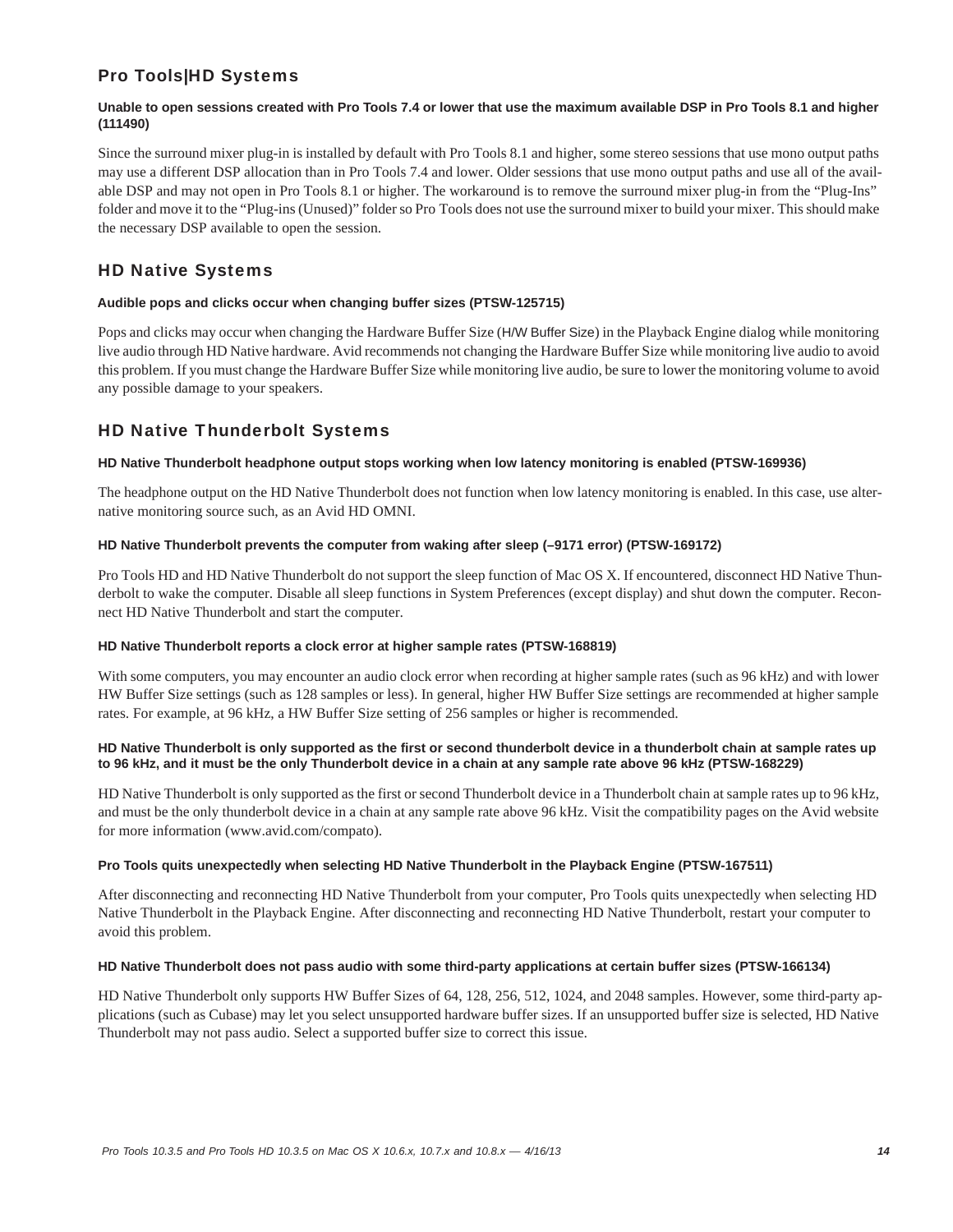## Pro Tools|HD Systems

**Unable to open sessions created with Pro Tools 7.4 or lower that use the maximum available DSP in Pro Tools 8.1 and higher (111490)**

Since the surround mixer plug-in is installed by default with Pro Tools 8.1 and higher, some stereo sessions that use mono output paths may use a different DSP allocation than in Pro Tools 7.4 and lower. Older sessions that use mono output paths and use all of the available DSP and may not open in Pro Tools 8.1 or higher. The workaround is to remove the surround mixer plug-in from the "Plug-Ins" folder and move it to the "Plug-ins (Unused)" folder so Pro Tools does not use the surround mixer to build your mixer. This should make the necessary DSP available to open the session.

## HD Native Systems

**Audible pops and clicks occur when changing buffer sizes (PTSW-125715)**

Pops and clicks may occur when changing the Hardware Buffer Size (H/W Buffer Size) in the Playback Engine dialog while monitoring live audio through HD Native hardware. Avid recommends not changing the Hardware Buffer Size while monitoring live audio to avoid this problem. If you must change the Hardware Buffer Size while monitoring live audio, be sure to lower the monitoring volume to avoid any possible damage to your speakers.

## HD Native Thunderbolt Systems

**HD Native Thunderbolt headphone output stops working when low latency monitoring is enabled (PTSW-169936)**

The headphone output on the HD Native Thunderbolt does not function when low latency monitoring is enabled. In this case, use alternative monitoring source such, as an Avid HD OMNI.

**HD Native Thunderbolt prevents the computer from waking after sleep (–9171 error) (PTSW-169172)**

Pro Tools HD and HD Native Thunderbolt do not support the sleep function of Mac OS X. If encountered, disconnect HD Native Thunderbolt to wake the computer. Disable all sleep functions in System Preferences (except display) and shut down the computer. Reconnect HD Native Thunderbolt and start the computer.

**HD Native Thunderbolt reports a clock error at higher sample rates (PTSW-168819)**

With some computers, you may encounter an audio clock error when recording at higher sample rates (such as 96 kHz) and with lower HW Buffer Size settings (such as 128 samples or less). In general, higher HW Buffer Size settings are recommended at higher sample rates. For example, at 96 kHz, a HW Buffer Size setting of 256 samples or higher is recommended.

**HD Native Thunderbolt is only supported as the first or second thunderbolt device in a thunderbolt chain at sample rates up to 96 kHz, and it must be the only Thunderbolt device in a chain at any sample rate above 96 kHz (PTSW-168229)**

HD Native Thunderbolt is only supported as the first or second Thunderbolt device in a Thunderbolt chain at sample rates up to 96 kHz, and must be the only thunderbolt device in a chain at any sample rate above 96 kHz. Visit the compatibility pages on the Avid website for more information (www.avid.com/compato).

**Pro Tools quits unexpectedly when selecting HD Native Thunderbolt in the Playback Engine (PTSW-167511)**

After disconnecting and reconnecting HD Native Thunderbolt from your computer, Pro Tools quits unexpectedly when selecting HD Native Thunderbolt in the Playback Engine. After disconnecting and reconnecting HD Native Thunderbolt, restart your computer to avoid this problem.

**HD Native Thunderbolt does not pass audio with some third-party applications at certain buffer sizes (PTSW-166134)**

HD Native Thunderbolt only supports HW Buffer Sizes of 64, 128, 256, 512, 1024, and 2048 samples. However, some third-party applications (such as Cubase) may let you select unsupported hardware buffer sizes. If an unsupported buffer size is selected, HD Native Thunderbolt may not pass audio. Select a supported buffer size to correct this issue.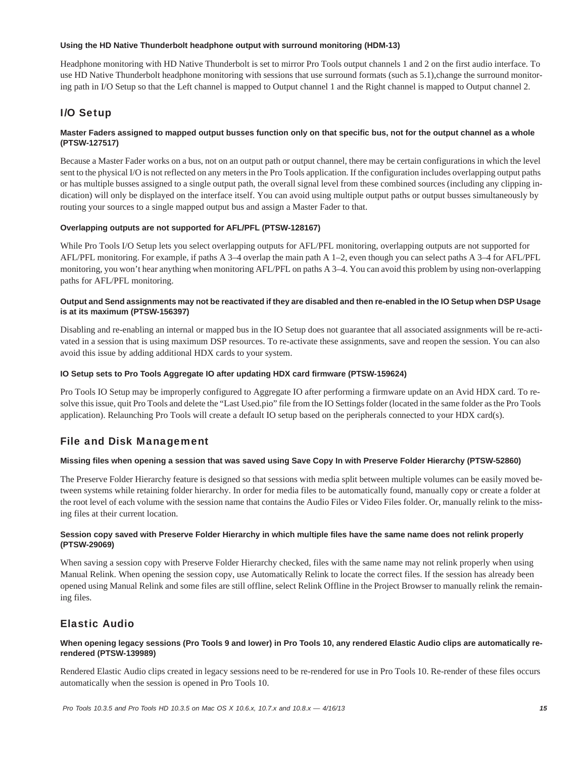#### Using the HD Native Thunderbolt headphone output with surround monitoring (HDM-13)

Headphone monitoring with HD Native Thunderbolt is set to mirror Pro Tools output channels 1 and 2 on the first audio interface. To use HD Native Thunderbolt headphone monitoring with sessions that use surround formats (such as 5.1),change the surround monitoring path in I/O Setup so that the Left channel is mapped to Output channel 1 and the Right channel is mapped to Output channel 2.

## I/O Setup

#### Master Faders assigned to mapped output busses function only on that specific bus, not for the output channel as a whole (PTSW-127517)

Because a Master Fader works on a bus, not on an output path or output channel, there may be certain configurations in which the level sent to the physical I/O is not reflected on any meters in the Pro Tools application. If the configuration includes overlapping output paths or has multiple busses assigned to a single output path, the overall signal level from these combined sources (including any clipping indication) will only be displayed on the interface itself. You can avoid using multiple output paths or output busses simultaneously by routing your sources to a single mapped output bus and assign a Master Fader to that.

#### Overlapping outputs are not supported for AFL/PFL (PTSW-128167)

While Pro Tools I/O Setup lets you select overlapping outputs for AFL/PFL monitoring, overlapping outputs are not supported for AFL/PFL monitoring. For example, if paths A 3–4 overlap the main path A 1–2, even though you can select paths A 3–4 for AFL/PFL monitoring, you won't hear anything when monitoring AFL/PFL on paths A 3–4. You can avoid this problem by using non-overlapping paths for AFL/PFL monitoring.

#### Output and Send assignments may not be reactivated if they are disabled and then re-enabled in the IO Setup when DSP Usage is at its maximum (PTSW-156397)

Disabling and re-enabling an internal or mapped bus in the IO Setup does not guarantee that all associated assignments will be re-activated in a session that is using maximum DSP resources. To re-activate these assignments, save and reopen the session. You can also avoid this issue by adding additional HDX cards to your system.

#### IO Setup sets to Pro Tools Aggregate IO after updating HDX card firmware (PTSW-159624)

Pro Tools IO Setup may be improperly configured to Aggregate IO after performing a firmware update on an Avid HDX card. To resolve this issue, quit Pro Tools and delete the "Last Used.pio" file from the IO Settings folder (located in the same folder as the Pro Tools application). Relaunching Pro Tools will create a default IO setup based on the peripherals connected to your HDX card(s).

## File and Disk Management

#### Missing files when opening a session that was saved using Save Copy In with Preserve Folder Hierarchy (PTSW-52860)

The Preserve Folder Hierarchy feature is designed so that sessions with media split between multiple volumes can be easily moved between systems while retaining folder hierarchy. In order for media files to be automatically found, manually copy or create a folder at the root level of each volume with the session name that contains the Audio Files or Video Files folder. Or, manually relink to the missing files at their current location.

#### Session copy saved with Preserve Folder Hierarchy in which multiple files have the same name does not relink properly (PTSW-29069)

When saving a session copy with Preserve Folder Hierarchy checked, files with the same name may not relink properly when using Manual Relink. When opening the session copy, use Automatically Relink to locate the correct files. If the session has already been opened using Manual Relink and some files are still offline, select Relink Offline in the Project Browser to manually relink the remaining files.

## Elastic Audio

#### When opening legacy sessions (Pro Tools 9 and lower) in Pro Tools 10, any rendered Elastic Audio clips are automatically re-rendered (PTSW-139989)

Rendered Elastic Audio clips created in legacy sessions need to be re-rendered for use in Pro Tools 10. Re-render of these files occurs automatically when the session is opened in Pro Tools 10.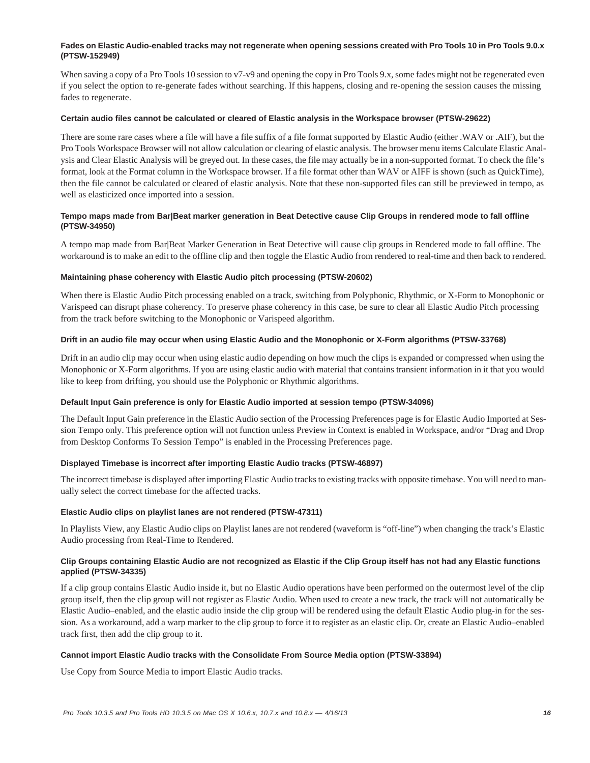#### Fades on Elastic Audio-enabled tracks may not regenerate when opening sessions created with Pro Tools 10 in Pro Tools 9.0.x (PTSW-152949)

When saving a copy of a Pro Tools 10 session to v7-v9 and opening the copy in Pro Tools 9.x, some fades might not be regenerated even if you select the option to re-generate fades without searching. If this happens, closing and re-opening the session causes the missing fades to regenerate.

#### Certain audio files cannot be calculated or cleared of Elastic analysis in the Workspace browser (PTSW-29622)

There are some rare cases where a file will have a file suffix of a file format supported by Elastic Audio (either .WAV or .AIF), but the Pro Tools Workspace Browser will not allow calculation or clearing of elastic analysis. The browser menu items Calculate Elastic Analysis and Clear Elastic Analysis will be greyed out. In these cases, the file may actually be in a non-supported format. To check the file's format, look at the Format column in the Workspace browser. If a file format other than WAV or AIFF is shown (such as QuickTime), then the file cannot be calculated or cleared of elastic analysis. Note that these non-supported files can still be previewed in tempo, as well as elasticized once imported into a session.

#### Tempo maps made from Bar|Beat marker generation in Beat Detective cause Clip Groups in rendered mode to fall offline (PTSW-34950)

A tempo map made from Bar|Beat Marker Generation in Beat Detective will cause clip groups in Rendered mode to fall offline. The workaround is to make an edit to the offline clip and then toggle the Elastic Audio from rendered to real-time and then back to rendered.

#### Maintaining phase coherency with Elastic Audio pitch processing (PTSW-20602)

When there is Elastic Audio Pitch processing enabled on a track, switching from Polyphonic, Rhythmic, or X-Form to Monophonic or Varispeed can disrupt phase coherency. To preserve phase coherency in this case, be sure to clear all Elastic Audio Pitch processing from the track before switching to the Monophonic or Varispeed algorithm.

#### Drift in an audio file may occur when using Elastic Audio and the Monophonic or X-Form algorithms (PTSW-33768)

Drift in an audio clip may occur when using elastic audio depending on how much the clips is expanded or compressed when using the Monophonic or X-Form algorithms. If you are using elastic audio with material that contains transient information in it that you would like to keep from drifting, you should use the Polyphonic or Rhythmic algorithms.

#### Default Input Gain preference is only for Elastic Audio imported at session tempo (PTSW-34096)

The Default Input Gain preference in the Elastic Audio section of the Processing Preferences page is for Elastic Audio Imported at Session Tempo only. This preference option will not function unless Preview in Context is enabled in Workspace, and/or "Drag and Drop from Desktop Conforms To Session Tempo" is enabled in the Processing Preferences page.

#### Displayed Timebase is incorrect after importing Elastic Audio tracks (PTSW-46897)

The incorrect timebase is displayed after importing Elastic Audio tracks to existing tracks with opposite timebase. You will need to manually select the correct timebase for the affected tracks.

#### Elastic Audio clips on playlist lanes are not rendered (PTSW-47311)

In Playlists View, any Elastic Audio clips on Playlist lanes are not rendered (waveform is "off-line") when changing the track's Elastic Audio processing from Real-Time to Rendered.

#### Clip Groups containing Elastic Audio are not recognized as Elastic if the Clip Group itself has not had any Elastic functions applied (PTSW-34335)

If a clip group contains Elastic Audio inside it, but no Elastic Audio operations have been performed on the outermost level of the clip group itself, then the clip group will not register as Elastic Audio. When used to create a new track, the track will not automatically be Elastic Audio–enabled, and the elastic audio inside the clip group will be rendered using the default Elastic Audio plug-in for the session. As a workaround, add a warp marker to the clip group to force it to register as an elastic clip. Or, create an Elastic Audio–enabled track first, then add the clip group to it.

#### Cannot import Elastic Audio tracks with the Consolidate From Source Media option (PTSW-33894)

Use Copy from Source Media to import Elastic Audio tracks.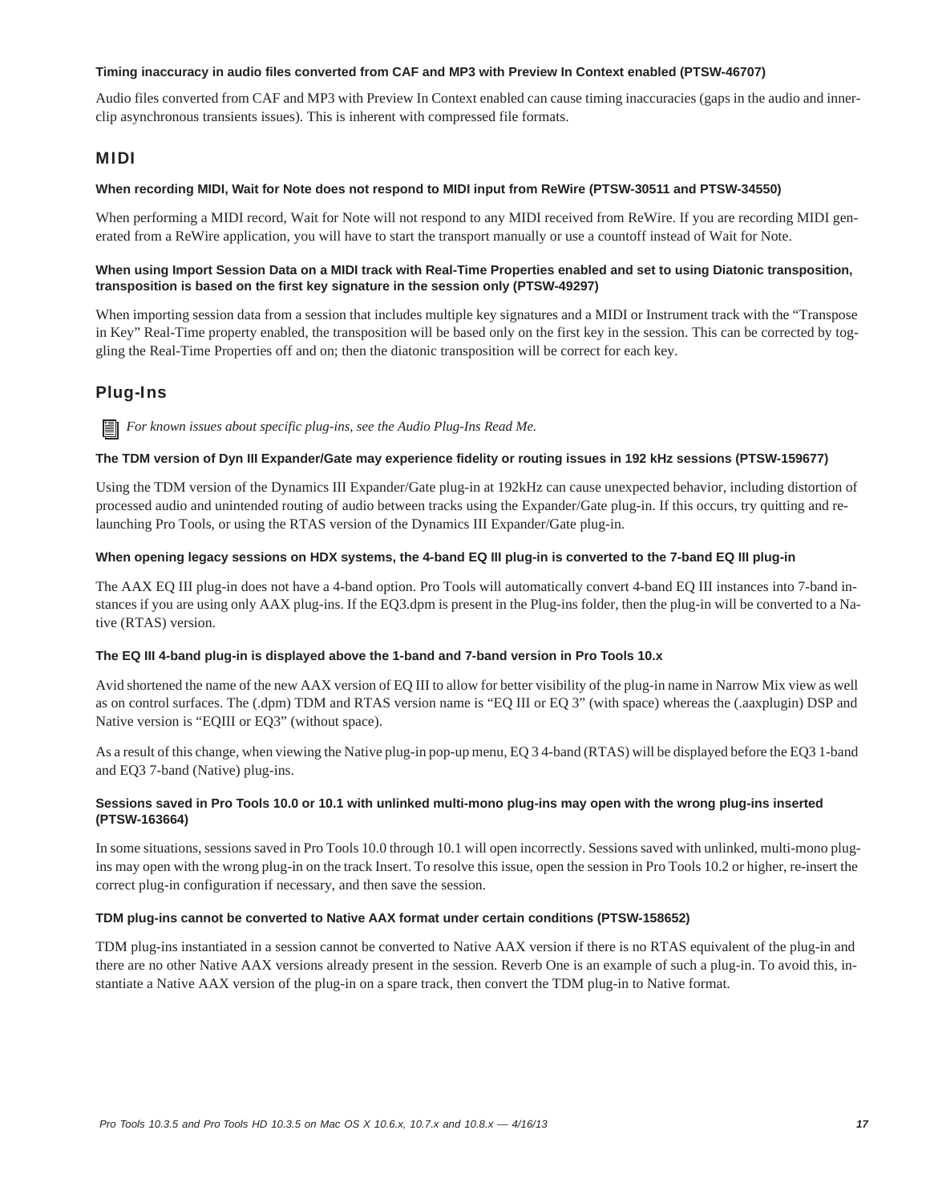#### Timing inaccuracy in audio files converted from CAF and MP3 with Preview In Context enabled (PTSW-46707)

Audio files converted from CAF and MP3 with Preview In Context enabled can cause timing inaccuracies (gaps in the audio and inner-clip asynchronous transients issues). This is inherent with compressed file formats.

## MIDI

#### When recording MIDI, Wait for Note does not respond to MIDI input from ReWire (PTSW-30511 and PTSW-34550)

When performing a MIDI record, Wait for Note will not respond to any MIDI received from ReWire. If you are recording MIDI generated from a ReWire application, you will have to start the transport manually or use a countoff instead of Wait for Note.

#### When using Import Session Data on a MIDI track with Real-Time Properties enabled and set to using Diatonic transposition, transposition is based on the first key signature in the session only (PTSW-49297)

When importing session data from a session that includes multiple key signatures and a MIDI or Instrument track with the “Transpose in Key” Real-Time property enabled, the transposition will be based only on the first key in the session. This can be corrected by toggling the Real-Time Properties off and on; then the diatonic transposition will be correct for each key.

## Plug-Ins

*For known issues about specific plug-ins, see the Audio Plug-Ins Read Me.*

#### The TDM version of Dyn III Expander/Gate may experience fidelity or routing issues in 192 kHz sessions (PTSW-159677)

Using the TDM version of the Dynamics III Expander/Gate plug-in at 192kHz can cause unexpected behavior, including distortion of processed audio and unintended routing of audio between tracks using the Expander/Gate plug-in. If this occurs, try quitting and relaunching Pro Tools, or using the RTAS version of the Dynamics III Expander/Gate plug-in.

#### When opening legacy sessions on HDX systems, the 4-band EQ III plug-in is converted to the 7-band EQ III plug-in

The AAX EQ III plug-in does not have a 4-band option. Pro Tools will automatically convert 4-band EQ III instances into 7-band instances if you are using only AAX plug-ins. If the EQ3.dpm is present in the Plug-ins folder, then the plug-in will be converted to a Native (RTAS) version.

#### The EQ III 4-band plug-in is displayed above the 1-band and 7-band version in Pro Tools 10.x

Avid shortened the name of the new AAX version of EQ III to allow for better visibility of the plug-in name in Narrow Mix view as well as on control surfaces. The (.dpm) TDM and RTAS version name is “EQ III or EQ 3” (with space) whereas the (.aaxplugin) DSP and Native version is “EQIII or EQ3” (without space).

As a result of this change, when viewing the Native plug-in pop-up menu, EQ 3 4-band (RTAS) will be displayed before the EQ3 1-band and EQ3 7-band (Native) plug-ins.

#### Sessions saved in Pro Tools 10.0 or 10.1 with unlinked multi-mono plug-ins may open with the wrong plug-ins inserted (PTSW-163664)

In some situations, sessions saved in Pro Tools 10.0 through 10.1 will open incorrectly. Sessions saved with unlinked, multi-mono plug-ins may open with the wrong plug-in on the track Insert. To resolve this issue, open the session in Pro Tools 10.2 or higher, re-insert the correct plug-in configuration if necessary, and then save the session.

#### TDM plug-ins cannot be converted to Native AAX format under certain conditions (PTSW-158652)

TDM plug-ins instantiated in a session cannot be converted to Native AAX version if there is no RTAS equivalent of the plug-in and there are no other Native AAX versions already present in the session. Reverb One is an example of such a plug-in. To avoid this, instantiate a Native AAX version of the plug-in on a spare track, then convert the TDM plug-in to Native format.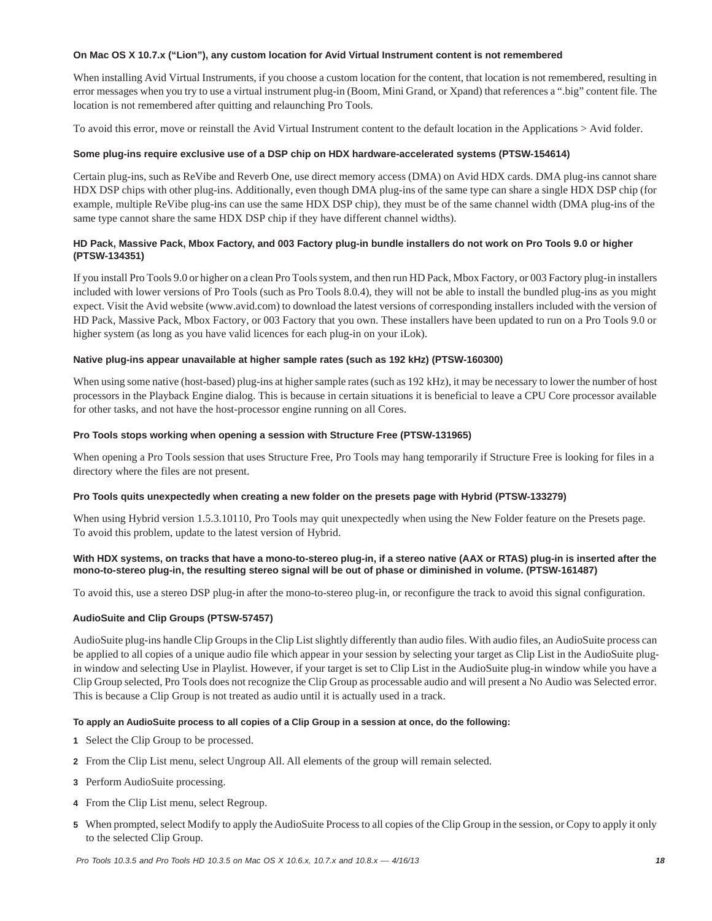#### On Mac OS X 10.7.x (“Lion”), any custom location for Avid Virtual Instrument content is not remembered

When installing Avid Virtual Instruments, if you choose a custom location for the content, that location is not remembered, resulting in error messages when you try to use a virtual instrument plug-in (Boom, Mini Grand, or Xpand) that references a “.big” content file. The location is not remembered after quitting and relaunching Pro Tools.

To avoid this error, move or reinstall the Avid Virtual Instrument content to the default location in the Applications > Avid folder.

#### Some plug-ins require exclusive use of a DSP chip on HDX hardware-accelerated systems (PTSW-154614)

Certain plug-ins, such as ReVibe and Reverb One, use direct memory access (DMA) on Avid HDX cards. DMA plug-ins cannot share HDX DSP chips with other plug-ins. Additionally, even though DMA plug-ins of the same type can share a single HDX DSP chip (for example, multiple ReVibe plug-ins can use the same HDX DSP chip), they must be of the same channel width (DMA plug-ins of the same type cannot share the same HDX DSP chip if they have different channel widths).

#### HD Pack, Massive Pack, Mbox Factory, and 003 Factory plug-in bundle installers do not work on Pro Tools 9.0 or higher (PTSW-134351)

If you install Pro Tools 9.0 or higher on a clean Pro Tools system, and then run HD Pack, Mbox Factory, or 003 Factory plug-in installers included with lower versions of Pro Tools (such as Pro Tools 8.0.4), they will not be able to install the bundled plug-ins as you might expect. Visit the Avid website (www.avid.com) to download the latest versions of corresponding installers included with the version of HD Pack, Massive Pack, Mbox Factory, or 003 Factory that you own. These installers have been updated to run on a Pro Tools 9.0 or higher system (as long as you have valid licences for each plug-in on your iLok).

#### Native plug-ins appear unavailable at higher sample rates (such as 192 kHz) (PTSW-160300)

When using some native (host-based) plug-ins at higher sample rates (such as 192 kHz), it may be necessary to lower the number of host processors in the Playback Engine dialog. This is because in certain situations it is beneficial to leave a CPU Core processor available for other tasks, and not have the host-processor engine running on all Cores.

#### Pro Tools stops working when opening a session with Structure Free (PTSW-131965)

When opening a Pro Tools session that uses Structure Free, Pro Tools may hang temporarily if Structure Free is looking for files in a directory where the files are not present.

#### Pro Tools quits unexpectedly when creating a new folder on the presets page with Hybrid (PTSW-133279)

When using Hybrid version 1.5.3.10110, Pro Tools may quit unexpectedly when using the New Folder feature on the Presets page. To avoid this problem, update to the latest version of Hybrid.

#### With HDX systems, on tracks that have a mono-to-stereo plug-in, if a stereo native (AAX or RTAS) plug-in is inserted after the mono-to-stereo plug-in, the resulting stereo signal will be out of phase or diminished in volume. (PTSW-161487)

To avoid this, use a stereo DSP plug-in after the mono-to-stereo plug-in, or reconfigure the track to avoid this signal configuration.

#### AudioSuite and Clip Groups (PTSW-57457)

AudioSuite plug-ins handle Clip Groups in the Clip List slightly differently than audio files. With audio files, an AudioSuite process can be applied to all copies of a unique audio file which appear in your session by selecting your target as Clip List in the AudioSuite plug-in window and selecting Use in Playlist. However, if your target is set to Clip List in the AudioSuite plug-in window while you have a Clip Group selected, Pro Tools does not recognize the Clip Group as processable audio and will present a No Audio was Selected error. This is because a Clip Group is not treated as audio until it is actually used in a track.

**To apply an AudioSuite process to all copies of a Clip Group in a session at once, do the following:**

1. Select the Clip Group to be processed.
2. From the Clip List menu, select Ungroup All. All elements of the group will remain selected.
3. Perform AudioSuite processing.
4. From the Clip List menu, select Regroup.
5. When prompted, select Modify to apply the AudioSuite Process to all copies of the Clip Group in the session, or Copy to apply it only to the selected Clip Group.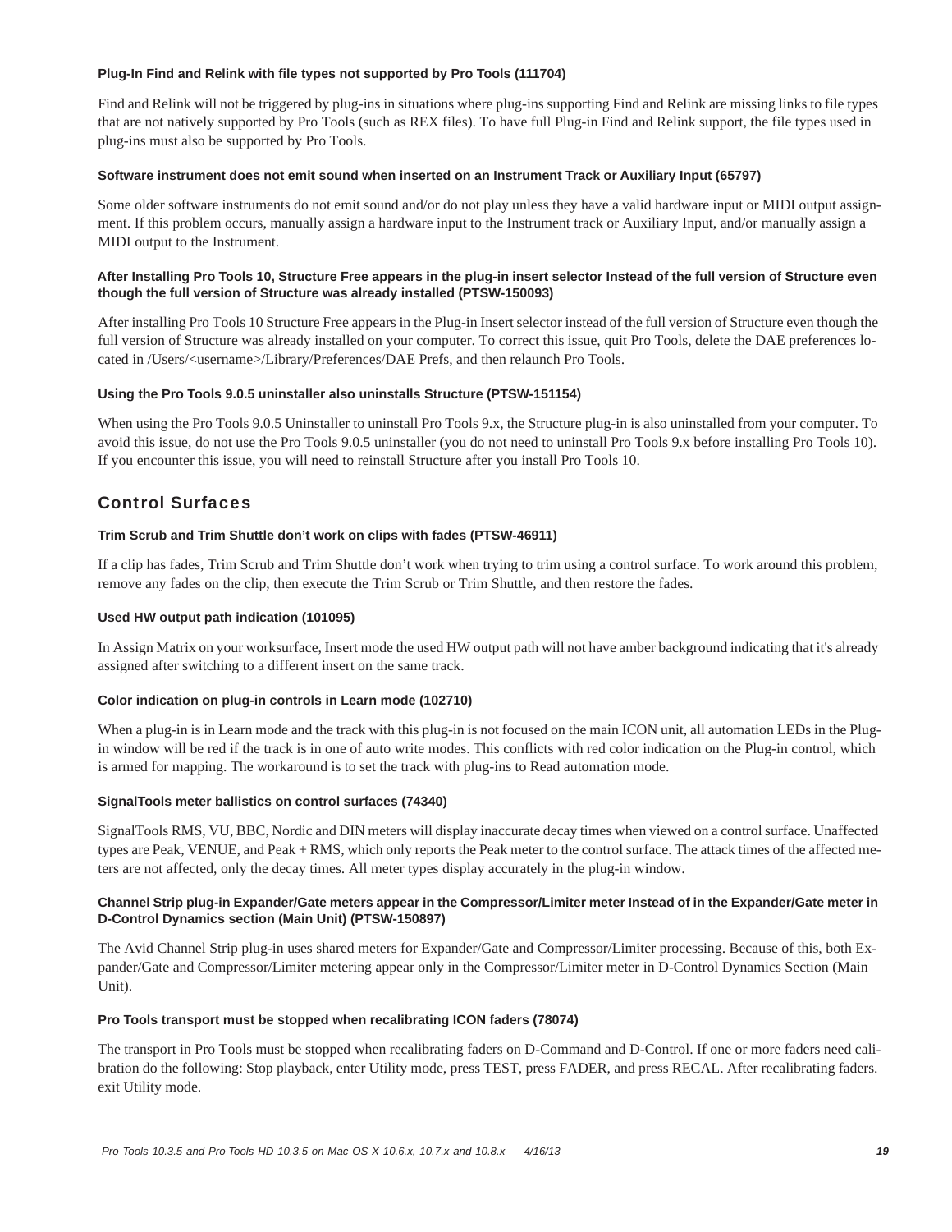**Plug-In Find and Relink with file types not supported by Pro Tools (111704)**

Find and Relink will not be triggered by plug-ins in situations where plug-ins supporting Find and Relink are missing links to file types that are not natively supported by Pro Tools (such as REX files). To have full Plug-in Find and Relink support, the file types used in plug-ins must also be supported by Pro Tools.

**Software instrument does not emit sound when inserted on an Instrument Track or Auxiliary Input (65797)**

Some older software instruments do not emit sound and/or do not play unless they have a valid hardware input or MIDI output assignment. If this problem occurs, manually assign a hardware input to the Instrument track or Auxiliary Input, and/or manually assign a MIDI output to the Instrument.

**After Installing Pro Tools 10, Structure Free appears in the plug-in insert selector Instead of the full version of Structure even though the full version of Structure was already installed (PTSW-150093)**

After installing Pro Tools 10 Structure Free appears in the Plug-in Insert selector instead of the full version of Structure even though the full version of Structure was already installed on your computer. To correct this issue, quit Pro Tools, delete the DAE preferences located in /Users/<username>/Library/Preferences/DAE Prefs, and then relaunch Pro Tools.

**Using the Pro Tools 9.0.5 uninstaller also uninstalls Structure (PTSW-151154)**

When using the Pro Tools 9.0.5 Uninstaller to uninstall Pro Tools 9.x, the Structure plug-in is also uninstalled from your computer. To avoid this issue, do not use the Pro Tools 9.0.5 uninstaller (you do not need to uninstall Pro Tools 9.x before installing Pro Tools 10). If you encounter this issue, you will need to reinstall Structure after you install Pro Tools 10.

## Control Surfaces

**Trim Scrub and Trim Shuttle don't work on clips with fades (PTSW-46911)**

If a clip has fades, Trim Scrub and Trim Shuttle don't work when trying to trim using a control surface. To work around this problem, remove any fades on the clip, then execute the Trim Scrub or Trim Shuttle, and then restore the fades.

**Used HW output path indication (101095)**

In Assign Matrix on your worksurface, Insert mode the used HW output path will not have amber background indicating that it's already assigned after switching to a different insert on the same track.

**Color indication on plug-in controls in Learn mode (102710)**

When a plug-in is in Learn mode and the track with this plug-in is not focused on the main ICON unit, all automation LEDs in the Plug-in window will be red if the track is in one of auto write modes. This conflicts with red color indication on the Plug-in control, which is armed for mapping. The workaround is to set the track with plug-ins to Read automation mode.

**SignalTools meter ballistics on control surfaces (74340)**

SignalTools RMS, VU, BBC, Nordic and DIN meters will display inaccurate decay times when viewed on a control surface. Unaffected types are Peak, VENUE, and Peak + RMS, which only reports the Peak meter to the control surface. The attack times of the affected meters are not affected, only the decay times. All meter types display accurately in the plug-in window.

**Channel Strip plug-in Expander/Gate meters appear in the Compressor/Limiter meter Instead of in the Expander/Gate meter in D-Control Dynamics section (Main Unit) (PTSW-150897)**

The Avid Channel Strip plug-in uses shared meters for Expander/Gate and Compressor/Limiter processing. Because of this, both Expander/Gate and Compressor/Limiter metering appear only in the Compressor/Limiter meter in D-Control Dynamics Section (Main Unit).

**Pro Tools transport must be stopped when recalibrating ICON faders (78074)**

The transport in Pro Tools must be stopped when recalibrating faders on D-Command and D-Control. If one or more faders need calibration do the following: Stop playback, enter Utility mode, press TEST, press FADER, and press RECAL. After recalibrating faders. exit Utility mode.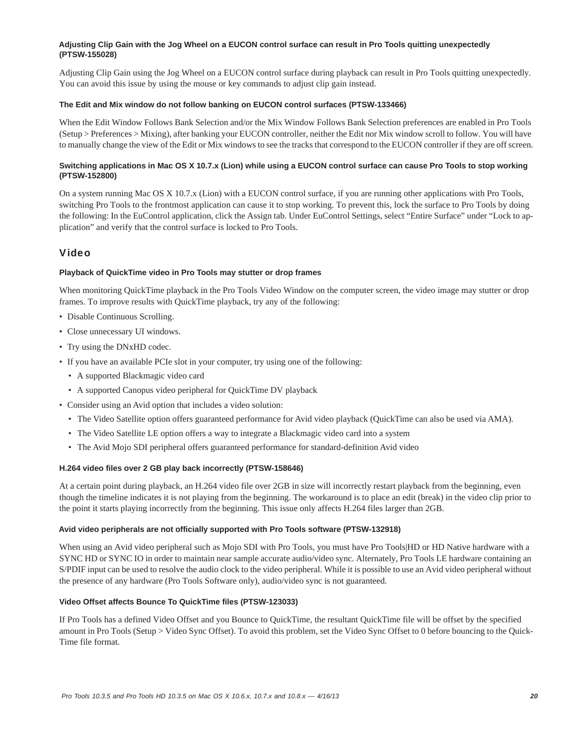#### Adjusting Clip Gain with the Jog Wheel on a EUCON control surface can result in Pro Tools quitting unexpectedly (PTSW-155028)

Adjusting Clip Gain using the Jog Wheel on a EUCON control surface during playback can result in Pro Tools quitting unexpectedly. You can avoid this issue by using the mouse or key commands to adjust clip gain instead.

#### The Edit and Mix window do not follow banking on EUCON control surfaces (PTSW-133466)

When the Edit Window Follows Bank Selection and/or the Mix Window Follows Bank Selection preferences are enabled in Pro Tools (Setup > Preferences > Mixing), after banking your EUCON controller, neither the Edit nor Mix window scroll to follow. You will have to manually change the view of the Edit or Mix windows to see the tracks that correspond to the EUCON controller if they are off screen.

#### Switching applications in Mac OS X 10.7.x (Lion) while using a EUCON control surface can cause Pro Tools to stop working (PTSW-152800)

On a system running Mac OS X 10.7.x (Lion) with a EUCON control surface, if you are running other applications with Pro Tools, switching Pro Tools to the frontmost application can cause it to stop working. To prevent this, lock the surface to Pro Tools by doing the following: In the EuControl application, click the Assign tab. Under EuControl Settings, select “Entire Surface” under “Lock to application” and verify that the control surface is locked to Pro Tools.

### Video

#### Playback of QuickTime video in Pro Tools may stutter or drop frames

When monitoring QuickTime playback in the Pro Tools Video Window on the computer screen, the video image may stutter or drop frames. To improve results with QuickTime playback, try any of the following:

- Disable Continuous Scrolling.
- Close unnecessary UI windows.
- Try using the DNxHD codec.
- If you have an available PCIe slot in your computer, try using one of the following:
  - A supported Blackmagic video card
  - A supported Canopus video peripheral for QuickTime DV playback
- Consider using an Avid option that includes a video solution:
  - The Video Satellite option offers guaranteed performance for Avid video playback (QuickTime can also be used via AMA).
  - The Video Satellite LE option offers a way to integrate a Blackmagic video card into a system
  - The Avid Mojo SDI peripheral offers guaranteed performance for standard-definition Avid video

#### H.264 video files over 2 GB play back incorrectly (PTSW-158646)

At a certain point during playback, an H.264 video file over 2GB in size will incorrectly restart playback from the beginning, even though the timeline indicates it is not playing from the beginning. The workaround is to place an edit (break) in the video clip prior to the point it starts playing incorrectly from the beginning. This issue only affects H.264 files larger than 2GB.

#### Avid video peripherals are not officially supported with Pro Tools software (PTSW-132918)

When using an Avid video peripheral such as Mojo SDI with Pro Tools, you must have Pro Tools|HD or HD Native hardware with a SYNC HD or SYNC IO in order to maintain near sample accurate audio/video sync. Alternately, Pro Tools LE hardware containing an S/PDIF input can be used to resolve the audio clock to the video peripheral. While it is possible to use an Avid video peripheral without the presence of any hardware (Pro Tools Software only), audio/video sync is not guaranteed.

#### Video Offset affects Bounce To QuickTime files (PTSW-123033)

If Pro Tools has a defined Video Offset and you Bounce to QuickTime, the resultant QuickTime file will be offset by the specified amount in Pro Tools (Setup > Video Sync Offset). To avoid this problem, set the Video Sync Offset to 0 before bouncing to the QuickTime file format.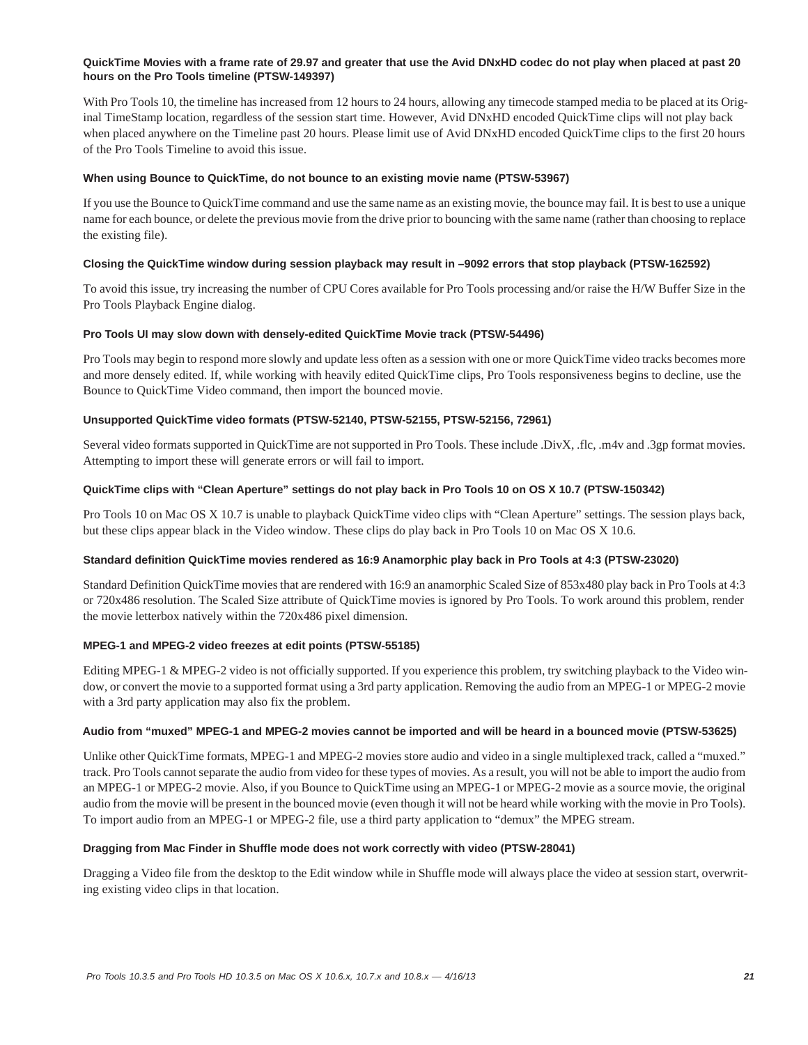#### QuickTime Movies with a frame rate of 29.97 and greater that use the Avid DNxHD codec do not play when placed at past 20 hours on the Pro Tools timeline (PTSW-149397)

With Pro Tools 10, the timeline has increased from 12 hours to 24 hours, allowing any timecode stamped media to be placed at its Original TimeStamp location, regardless of the session start time. However, Avid DNxHD encoded QuickTime clips will not play back when placed anywhere on the Timeline past 20 hours. Please limit use of Avid DNxHD encoded QuickTime clips to the first 20 hours of the Pro Tools Timeline to avoid this issue.

#### When using Bounce to QuickTime, do not bounce to an existing movie name (PTSW-53967)

If you use the Bounce to QuickTime command and use the same name as an existing movie, the bounce may fail. It is best to use a unique name for each bounce, or delete the previous movie from the drive prior to bouncing with the same name (rather than choosing to replace the existing file).

#### Closing the QuickTime window during session playback may result in –9092 errors that stop playback (PTSW-162592)

To avoid this issue, try increasing the number of CPU Cores available for Pro Tools processing and/or raise the H/W Buffer Size in the Pro Tools Playback Engine dialog.

#### Pro Tools UI may slow down with densely-edited QuickTime Movie track (PTSW-54496)

Pro Tools may begin to respond more slowly and update less often as a session with one or more QuickTime video tracks becomes more and more densely edited. If, while working with heavily edited QuickTime clips, Pro Tools responsiveness begins to decline, use the Bounce to QuickTime Video command, then import the bounced movie.

#### Unsupported QuickTime video formats (PTSW-52140, PTSW-52155, PTSW-52156, 72961)

Several video formats supported in QuickTime are not supported in Pro Tools. These include .DivX, .flc, .m4v and .3gp format movies. Attempting to import these will generate errors or will fail to import.

#### QuickTime clips with "Clean Aperture" settings do not play back in Pro Tools 10 on OS X 10.7 (PTSW-150342)

Pro Tools 10 on Mac OS X 10.7 is unable to playback QuickTime video clips with "Clean Aperture" settings. The session plays back, but these clips appear black in the Video window. These clips do play back in Pro Tools 10 on Mac OS X 10.6.

#### Standard definition QuickTime movies rendered as 16:9 Anamorphic play back in Pro Tools at 4:3 (PTSW-23020)

Standard Definition QuickTime movies that are rendered with 16:9 an anamorphic Scaled Size of 853x480 play back in Pro Tools at 4:3 or 720x486 resolution. The Scaled Size attribute of QuickTime movies is ignored by Pro Tools. To work around this problem, render the movie letterbox natively within the 720x486 pixel dimension.

#### MPEG-1 and MPEG-2 video freezes at edit points (PTSW-55185)

Editing MPEG-1 & MPEG-2 video is not officially supported. If you experience this problem, try switching playback to the Video window, or convert the movie to a supported format using a 3rd party application. Removing the audio from an MPEG-1 or MPEG-2 movie with a 3rd party application may also fix the problem.

#### Audio from "muxed" MPEG-1 and MPEG-2 movies cannot be imported and will be heard in a bounced movie (PTSW-53625)

Unlike other QuickTime formats, MPEG-1 and MPEG-2 movies store audio and video in a single multiplexed track, called a "muxed." track. Pro Tools cannot separate the audio from video for these types of movies. As a result, you will not be able to import the audio from an MPEG-1 or MPEG-2 movie. Also, if you Bounce to QuickTime using an MPEG-1 or MPEG-2 movie as a source movie, the original audio from the movie will be present in the bounced movie (even though it will not be heard while working with the movie in Pro Tools). To import audio from an MPEG-1 or MPEG-2 file, use a third party application to "demux" the MPEG stream.

#### Dragging from Mac Finder in Shuffle mode does not work correctly with video (PTSW-28041)

Dragging a Video file from the desktop to the Edit window while in Shuffle mode will always place the video at session start, overwriting existing video clips in that location.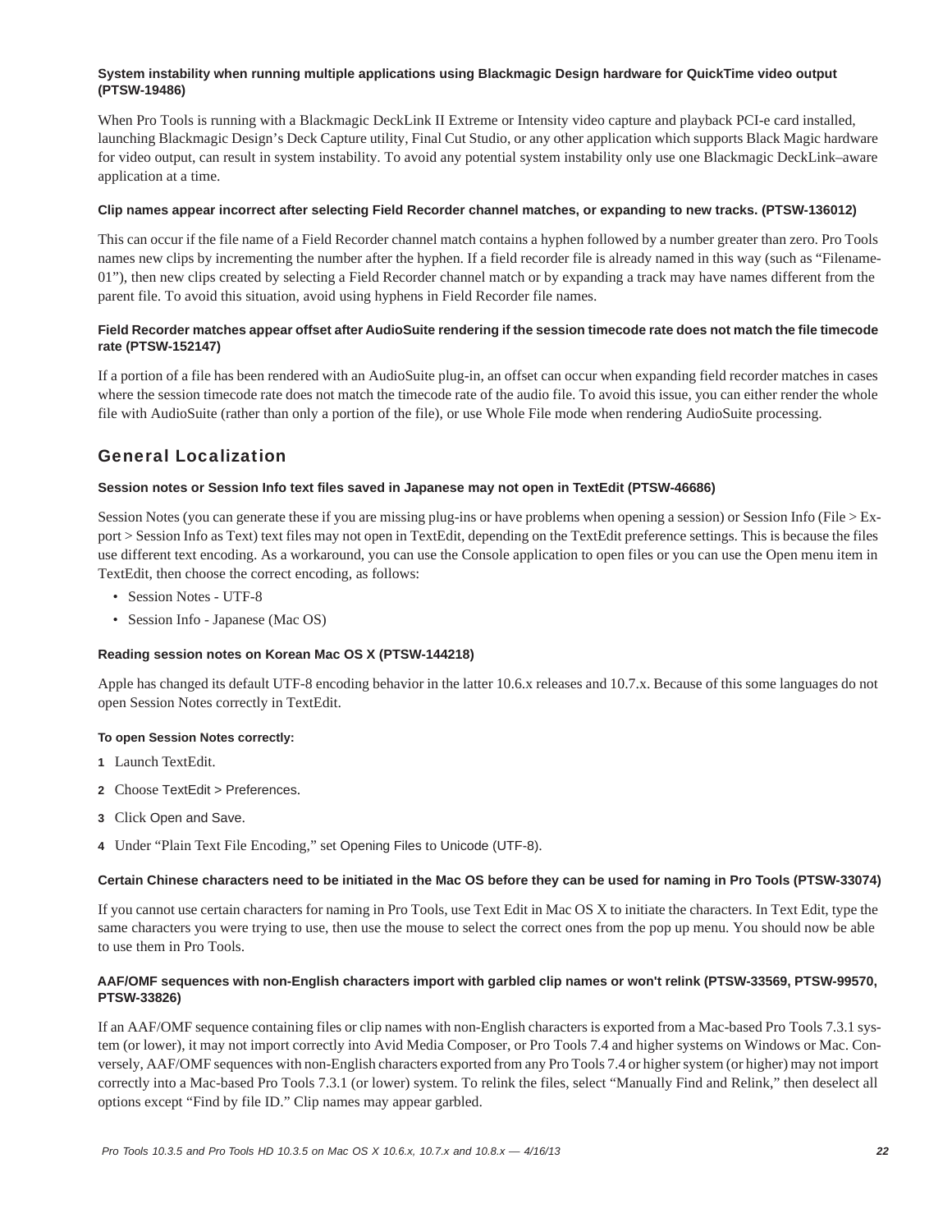#### System instability when running multiple applications using Blackmagic Design hardware for QuickTime video output (PTSW-19486)

When Pro Tools is running with a Blackmagic DeckLink II Extreme or Intensity video capture and playback PCI-e card installed, launching Blackmagic Design's Deck Capture utility, Final Cut Studio, or any other application which supports Black Magic hardware for video output, can result in system instability. To avoid any potential system instability only use one Blackmagic DeckLink–aware application at a time.

#### Clip names appear incorrect after selecting Field Recorder channel matches, or expanding to new tracks. (PTSW-136012)

This can occur if the file name of a Field Recorder channel match contains a hyphen followed by a number greater than zero. Pro Tools names new clips by incrementing the number after the hyphen. If a field recorder file is already named in this way (such as "Filename-01"), then new clips created by selecting a Field Recorder channel match or by expanding a track may have names different from the parent file. To avoid this situation, avoid using hyphens in Field Recorder file names.

#### Field Recorder matches appear offset after AudioSuite rendering if the session timecode rate does not match the file timecode rate (PTSW-152147)

If a portion of a file has been rendered with an AudioSuite plug-in, an offset can occur when expanding field recorder matches in cases where the session timecode rate does not match the timecode rate of the audio file. To avoid this issue, you can either render the whole file with AudioSuite (rather than only a portion of the file), or use Whole File mode when rendering AudioSuite processing.

## General Localization

#### Session notes or Session Info text files saved in Japanese may not open in TextEdit (PTSW-46686)

Session Notes (you can generate these if you are missing plug-ins or have problems when opening a session) or Session Info (File > Export > Session Info as Text) text files may not open in TextEdit, depending on the TextEdit preference settings. This is because the files use different text encoding. As a workaround, you can use the Console application to open files or you can use the Open menu item in TextEdit, then choose the correct encoding, as follows:

- Session Notes - UTF-8
- Session Info - Japanese (Mac OS)

#### Reading session notes on Korean Mac OS X (PTSW-144218)

Apple has changed its default UTF-8 encoding behavior in the latter 10.6.x releases and 10.7.x. Because of this some languages do not open Session Notes correctly in TextEdit.

**To open Session Notes correctly:**

1. Launch TextEdit.
2. Choose TextEdit > Preferences.
3. Click Open and Save.
4. Under "Plain Text File Encoding," set Opening Files to Unicode (UTF-8).

#### Certain Chinese characters need to be initiated in the Mac OS before they can be used for naming in Pro Tools (PTSW-33074)

If you cannot use certain characters for naming in Pro Tools, use Text Edit in Mac OS X to initiate the characters. In Text Edit, type the same characters you were trying to use, then use the mouse to select the correct ones from the pop up menu. You should now be able to use them in Pro Tools.

#### AAF/OMF sequences with non-English characters import with garbled clip names or won't relink (PTSW-33569, PTSW-99570, PTSW-33826)

If an AAF/OMF sequence containing files or clip names with non-English characters is exported from a Mac-based Pro Tools 7.3.1 system (or lower), it may not import correctly into Avid Media Composer, or Pro Tools 7.4 and higher systems on Windows or Mac. Conversely, AAF/OMF sequences with non-English characters exported from any Pro Tools 7.4 or higher system (or higher) may not import correctly into a Mac-based Pro Tools 7.3.1 (or lower) system. To relink the files, select "Manually Find and Relink," then deselect all options except "Find by file ID." Clip names may appear garbled.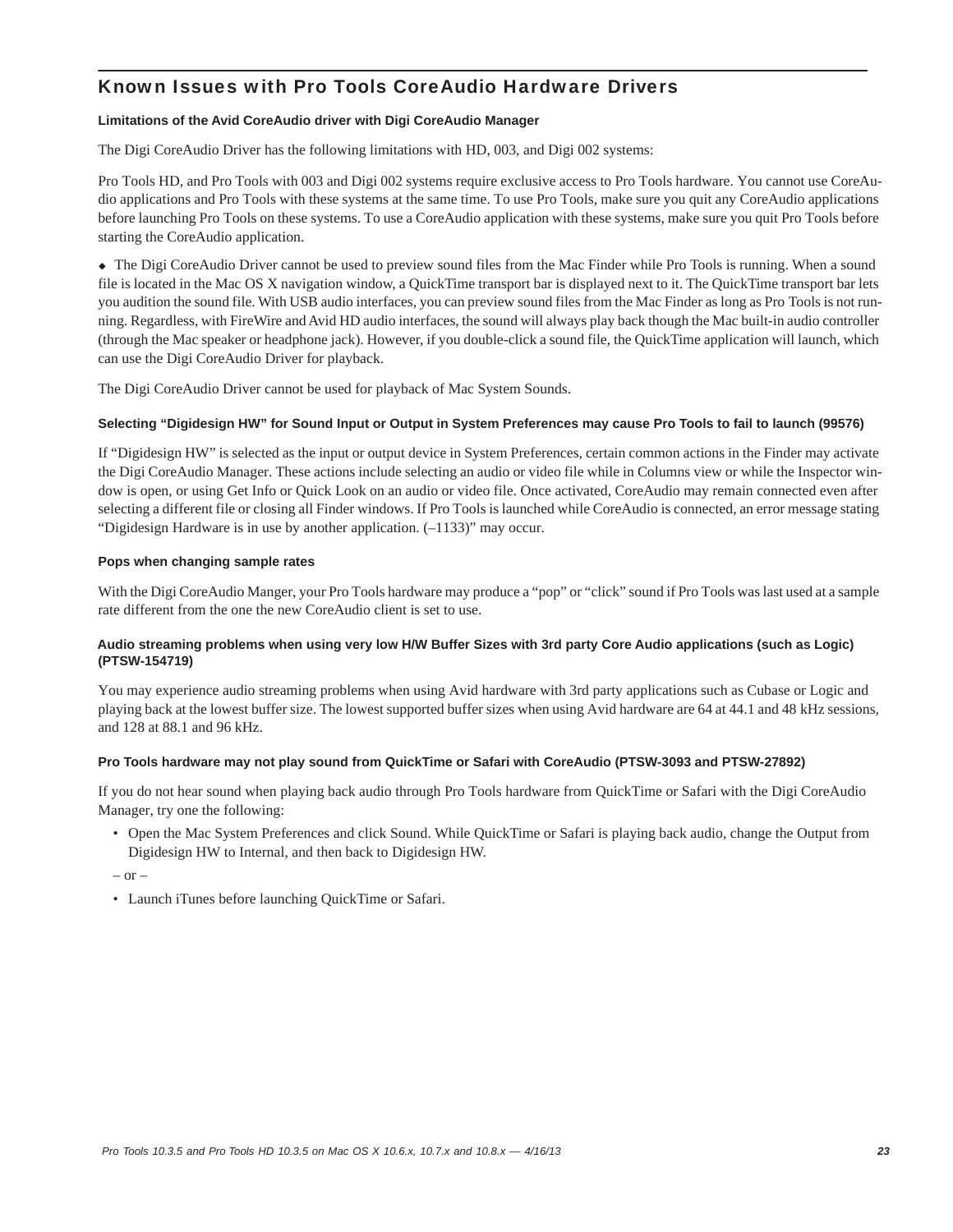## Known Issues with Pro Tools CoreAudio Hardware Drivers

**Limitations of the Avid CoreAudio driver with Digi CoreAudio Manager**

The Digi CoreAudio Driver has the following limitations with HD, 003, and Digi 002 systems:

Pro Tools HD, and Pro Tools with 003 and Digi 002 systems require exclusive access to Pro Tools hardware. You cannot use CoreAudio applications and Pro Tools with these systems at the same time. To use Pro Tools, make sure you quit any CoreAudio applications before launching Pro Tools on these systems. To use a CoreAudio application with these systems, make sure you quit Pro Tools before starting the CoreAudio application.

◆ The Digi CoreAudio Driver cannot be used to preview sound files from the Mac Finder while Pro Tools is running. When a sound file is located in the Mac OS X navigation window, a QuickTime transport bar is displayed next to it. The QuickTime transport bar lets you audition the sound file. With USB audio interfaces, you can preview sound files from the Mac Finder as long as Pro Tools is not running. Regardless, with FireWire and Avid HD audio interfaces, the sound will always play back though the Mac built-in audio controller (through the Mac speaker or headphone jack). However, if you double-click a sound file, the QuickTime application will launch, which can use the Digi CoreAudio Driver for playback.

The Digi CoreAudio Driver cannot be used for playback of Mac System Sounds.

**Selecting "Digidesign HW" for Sound Input or Output in System Preferences may cause Pro Tools to fail to launch (99576)**

If "Digidesign HW" is selected as the input or output device in System Preferences, certain common actions in the Finder may activate the Digi CoreAudio Manager. These actions include selecting an audio or video file while in Columns view or while the Inspector window is open, or using Get Info or Quick Look on an audio or video file. Once activated, CoreAudio may remain connected even after selecting a different file or closing all Finder windows. If Pro Tools is launched while CoreAudio is connected, an error message stating "Digidesign Hardware is in use by another application. (–1133)" may occur.

**Pops when changing sample rates**

With the Digi CoreAudio Manger, your Pro Tools hardware may produce a "pop" or "click" sound if Pro Tools was last used at a sample rate different from the one the new CoreAudio client is set to use.

**Audio streaming problems when using very low H/W Buffer Sizes with 3rd party Core Audio applications (such as Logic) (PTSW-154719)**

You may experience audio streaming problems when using Avid hardware with 3rd party applications such as Cubase or Logic and playing back at the lowest buffer size. The lowest supported buffer sizes when using Avid hardware are 64 at 44.1 and 48 kHz sessions, and 128 at 88.1 and 96 kHz.

**Pro Tools hardware may not play sound from QuickTime or Safari with CoreAudio (PTSW-3093 and PTSW-27892)**

If you do not hear sound when playing back audio through Pro Tools hardware from QuickTime or Safari with the Digi CoreAudio Manager, try one the following:

- Open the Mac System Preferences and click Sound. While QuickTime or Safari is playing back audio, change the Output from Digidesign HW to Internal, and then back to Digidesign HW.

– or –

- Launch iTunes before launching QuickTime or Safari.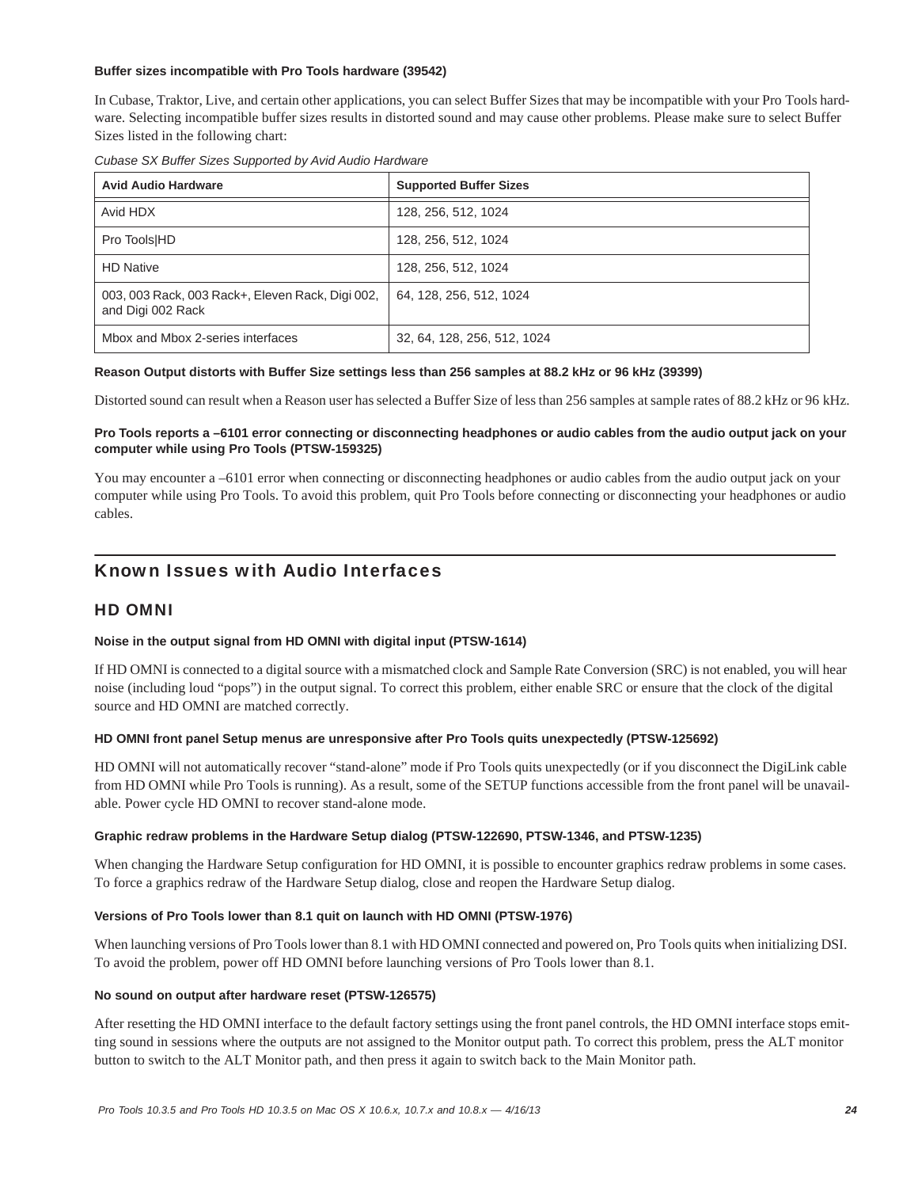**Buffer sizes incompatible with Pro Tools hardware (39542)**

In Cubase, Traktor, Live, and certain other applications, you can select Buffer Sizes that may be incompatible with your Pro Tools hardware. Selecting incompatible buffer sizes results in distorted sound and may cause other problems. Please make sure to select Buffer Sizes listed in the following chart:

*Cubase SX Buffer Sizes Supported by Avid Audio Hardware*

| Avid Audio Hardware | Supported Buffer Sizes |
|---|---|
| Avid HDX | 128, 256, 512, 1024 |
| Pro Tools|HD | 128, 256, 512, 1024 |
| HD Native | 128, 256, 512, 1024 |
| 003, 003 Rack, 003 Rack+, Eleven Rack, Digi 002, and Digi 002 Rack | 64, 128, 256, 512, 1024 |
| Mbox and Mbox 2-series interfaces | 32, 64, 128, 256, 512, 1024 |

**Reason Output distorts with Buffer Size settings less than 256 samples at 88.2 kHz or 96 kHz (39399)**

Distorted sound can result when a Reason user has selected a Buffer Size of less than 256 samples at sample rates of 88.2 kHz or 96 kHz.

**Pro Tools reports a –6101 error connecting or disconnecting headphones or audio cables from the audio output jack on your computer while using Pro Tools (PTSW-159325)**

You may encounter a –6101 error when connecting or disconnecting headphones or audio cables from the audio output jack on your computer while using Pro Tools. To avoid this problem, quit Pro Tools before connecting or disconnecting your headphones or audio cables.

## Known Issues with Audio Interfaces

### HD OMNI

**Noise in the output signal from HD OMNI with digital input (PTSW-1614)**

If HD OMNI is connected to a digital source with a mismatched clock and Sample Rate Conversion (SRC) is not enabled, you will hear noise (including loud “pops”) in the output signal. To correct this problem, either enable SRC or ensure that the clock of the digital source and HD OMNI are matched correctly.

**HD OMNI front panel Setup menus are unresponsive after Pro Tools quits unexpectedly (PTSW-125692)**

HD OMNI will not automatically recover “stand-alone” mode if Pro Tools quits unexpectedly (or if you disconnect the DigiLink cable from HD OMNI while Pro Tools is running). As a result, some of the SETUP functions accessible from the front panel will be unavailable. Power cycle HD OMNI to recover stand-alone mode.

**Graphic redraw problems in the Hardware Setup dialog (PTSW-122690, PTSW-1346, and PTSW-1235)**

When changing the Hardware Setup configuration for HD OMNI, it is possible to encounter graphics redraw problems in some cases. To force a graphics redraw of the Hardware Setup dialog, close and reopen the Hardware Setup dialog.

**Versions of Pro Tools lower than 8.1 quit on launch with HD OMNI (PTSW-1976)**

When launching versions of Pro Tools lower than 8.1 with HD OMNI connected and powered on, Pro Tools quits when initializing DSI. To avoid the problem, power off HD OMNI before launching versions of Pro Tools lower than 8.1.

**No sound on output after hardware reset (PTSW-126575)**

After resetting the HD OMNI interface to the default factory settings using the front panel controls, the HD OMNI interface stops emitting sound in sessions where the outputs are not assigned to the Monitor output path. To correct this problem, press the ALT monitor button to switch to the ALT Monitor path, and then press it again to switch back to the Main Monitor path.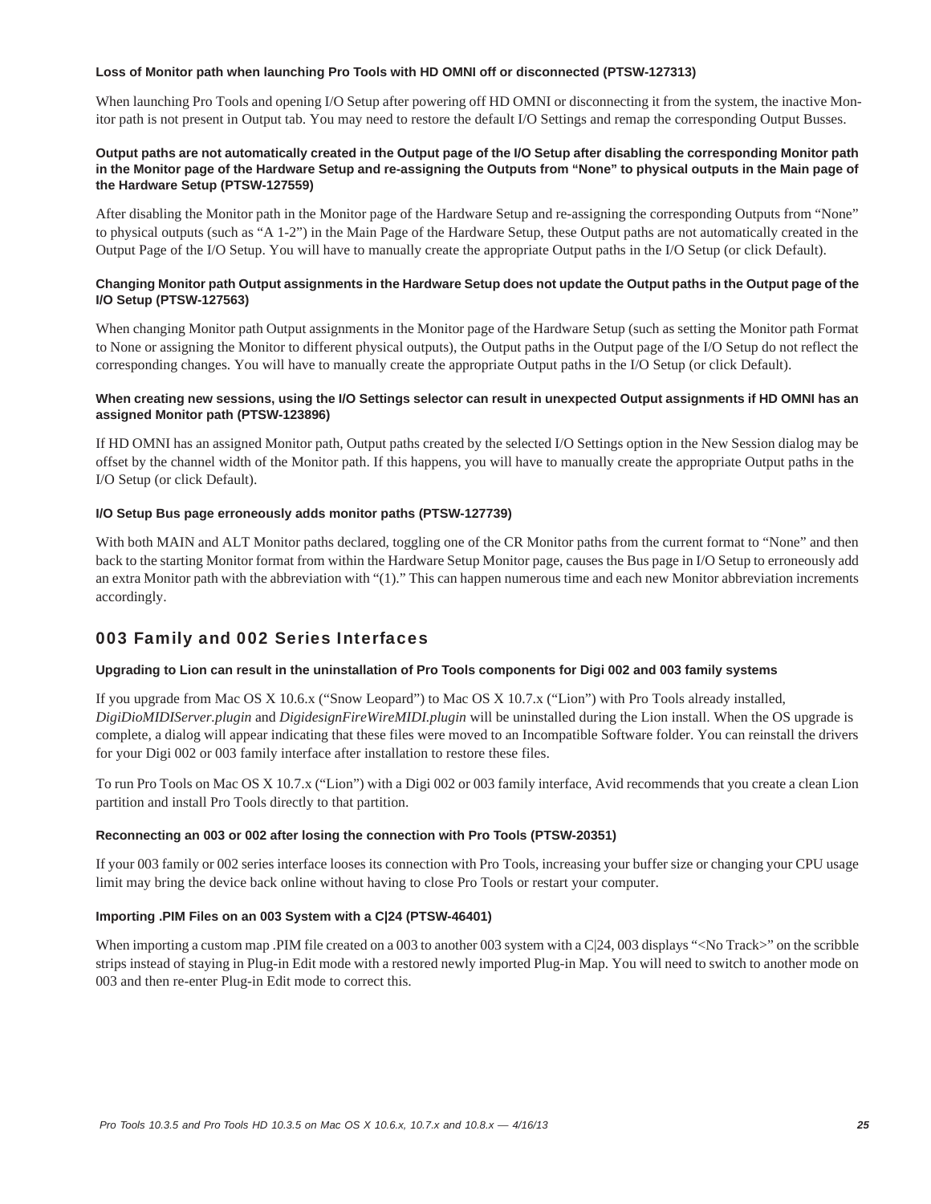#### Loss of Monitor path when launching Pro Tools with HD OMNI off or disconnected (PTSW-127313)

When launching Pro Tools and opening I/O Setup after powering off HD OMNI or disconnecting it from the system, the inactive Monitor path is not present in Output tab. You may need to restore the default I/O Settings and remap the corresponding Output Busses.

#### Output paths are not automatically created in the Output page of the I/O Setup after disabling the corresponding Monitor path in the Monitor page of the Hardware Setup and re-assigning the Outputs from "None" to physical outputs in the Main page of the Hardware Setup (PTSW-127559)

After disabling the Monitor path in the Monitor page of the Hardware Setup and re-assigning the corresponding Outputs from "None" to physical outputs (such as "A 1-2") in the Main Page of the Hardware Setup, these Output paths are not automatically created in the Output Page of the I/O Setup. You will have to manually create the appropriate Output paths in the I/O Setup (or click Default).

#### Changing Monitor path Output assignments in the Hardware Setup does not update the Output paths in the Output page of the I/O Setup (PTSW-127563)

When changing Monitor path Output assignments in the Monitor page of the Hardware Setup (such as setting the Monitor path Format to None or assigning the Monitor to different physical outputs), the Output paths in the Output page of the I/O Setup do not reflect the corresponding changes. You will have to manually create the appropriate Output paths in the I/O Setup (or click Default).

#### When creating new sessions, using the I/O Settings selector can result in unexpected Output assignments if HD OMNI has an assigned Monitor path (PTSW-123896)

If HD OMNI has an assigned Monitor path, Output paths created by the selected I/O Settings option in the New Session dialog may be offset by the channel width of the Monitor path. If this happens, you will have to manually create the appropriate Output paths in the I/O Setup (or click Default).

#### I/O Setup Bus page erroneously adds monitor paths (PTSW-127739)

With both MAIN and ALT Monitor paths declared, toggling one of the CR Monitor paths from the current format to "None" and then back to the starting Monitor format from within the Hardware Setup Monitor page, causes the Bus page in I/O Setup to erroneously add an extra Monitor path with the abbreviation with "(1)." This can happen numerous time and each new Monitor abbreviation increments accordingly.

## 003 Family and 002 Series Interfaces

#### Upgrading to Lion can result in the uninstallation of Pro Tools components for Digi 002 and 003 family systems

If you upgrade from Mac OS X 10.6.x ("Snow Leopard") to Mac OS X 10.7.x ("Lion") with Pro Tools already installed, *DigiDioMIDIServer.plugin* and *DigidesignFireWireMIDI.plugin* will be uninstalled during the Lion install. When the OS upgrade is complete, a dialog will appear indicating that these files were moved to an Incompatible Software folder. You can reinstall the drivers for your Digi 002 or 003 family interface after installation to restore these files.

To run Pro Tools on Mac OS X 10.7.x ("Lion") with a Digi 002 or 003 family interface, Avid recommends that you create a clean Lion partition and install Pro Tools directly to that partition.

#### Reconnecting an 003 or 002 after losing the connection with Pro Tools (PTSW-20351)

If your 003 family or 002 series interface looses its connection with Pro Tools, increasing your buffer size or changing your CPU usage limit may bring the device back online without having to close Pro Tools or restart your computer.

#### Importing .PIM Files on an 003 System with a C|24 (PTSW-46401)

When importing a custom map .PIM file created on a 003 to another 003 system with a C|24, 003 displays "<No Track>" on the scribble strips instead of staying in Plug-in Edit mode with a restored newly imported Plug-in Map. You will need to switch to another mode on 003 and then re-enter Plug-in Edit mode to correct this.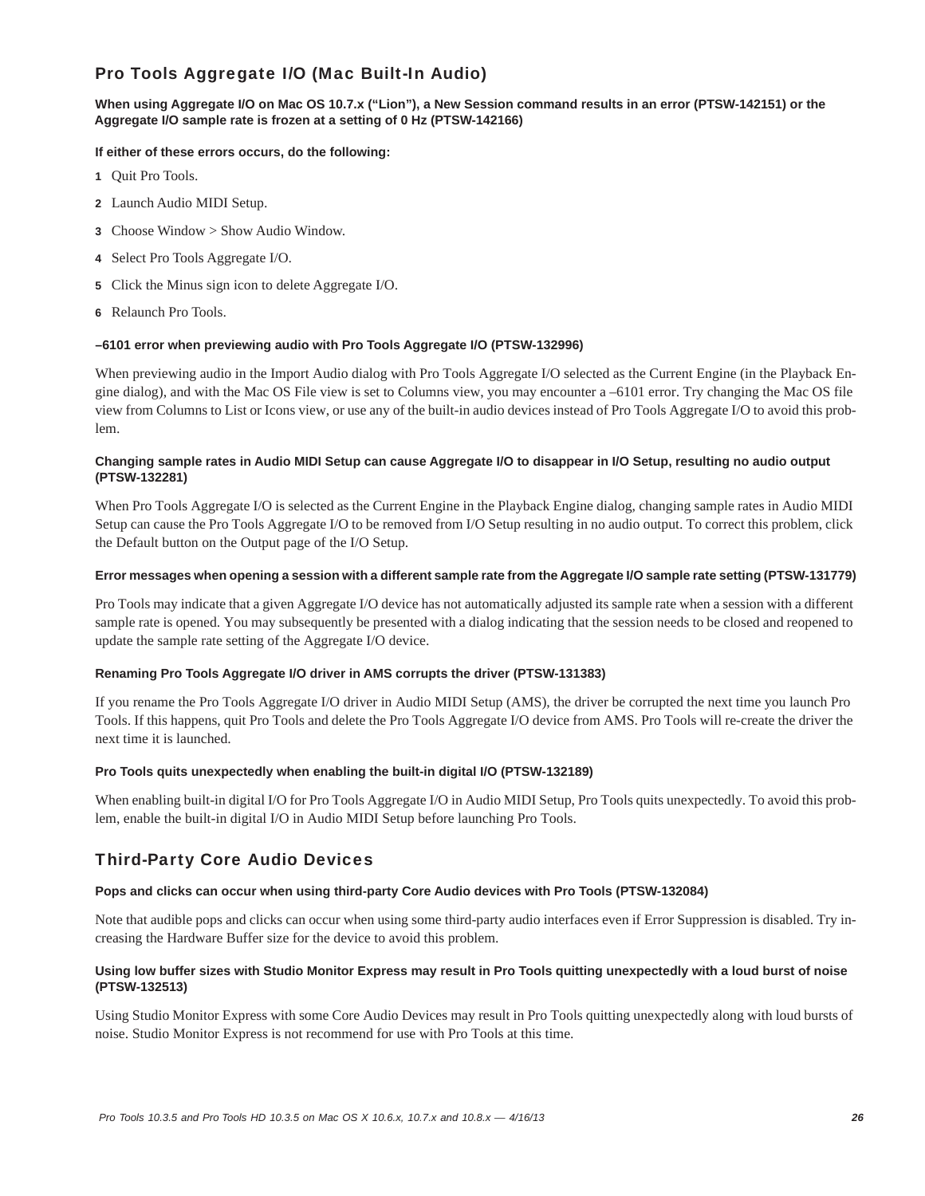## Pro Tools Aggregate I/O (Mac Built-In Audio)

**When using Aggregate I/O on Mac OS 10.7.x (“Lion”), a New Session command results in an error (PTSW-142151) or the Aggregate I/O sample rate is frozen at a setting of 0 Hz (PTSW-142166)**

**If either of these errors occurs, do the following:**

1. Quit Pro Tools.
2. Launch Audio MIDI Setup.
3. Choose Window > Show Audio Window.
4. Select Pro Tools Aggregate I/O.
5. Click the Minus sign icon to delete Aggregate I/O.
6. Relaunch Pro Tools.

**–6101 error when previewing audio with Pro Tools Aggregate I/O (PTSW-132996)**

When previewing audio in the Import Audio dialog with Pro Tools Aggregate I/O selected as the Current Engine (in the Playback Engine dialog), and with the Mac OS File view is set to Columns view, you may encounter a –6101 error. Try changing the Mac OS file view from Columns to List or Icons view, or use any of the built-in audio devices instead of Pro Tools Aggregate I/O to avoid this problem.

**Changing sample rates in Audio MIDI Setup can cause Aggregate I/O to disappear in I/O Setup, resulting no audio output (PTSW-132281)**

When Pro Tools Aggregate I/O is selected as the Current Engine in the Playback Engine dialog, changing sample rates in Audio MIDI Setup can cause the Pro Tools Aggregate I/O to be removed from I/O Setup resulting in no audio output. To correct this problem, click the Default button on the Output page of the I/O Setup.

**Error messages when opening a session with a different sample rate from the Aggregate I/O sample rate setting (PTSW-131779)**

Pro Tools may indicate that a given Aggregate I/O device has not automatically adjusted its sample rate when a session with a different sample rate is opened. You may subsequently be presented with a dialog indicating that the session needs to be closed and reopened to update the sample rate setting of the Aggregate I/O device.

**Renaming Pro Tools Aggregate I/O driver in AMS corrupts the driver (PTSW-131383)**

If you rename the Pro Tools Aggregate I/O driver in Audio MIDI Setup (AMS), the driver be corrupted the next time you launch Pro Tools. If this happens, quit Pro Tools and delete the Pro Tools Aggregate I/O device from AMS. Pro Tools will re-create the driver the next time it is launched.

**Pro Tools quits unexpectedly when enabling the built-in digital I/O (PTSW-132189)**

When enabling built-in digital I/O for Pro Tools Aggregate I/O in Audio MIDI Setup, Pro Tools quits unexpectedly. To avoid this problem, enable the built-in digital I/O in Audio MIDI Setup before launching Pro Tools.

## Third-Party Core Audio Devices

**Pops and clicks can occur when using third-party Core Audio devices with Pro Tools (PTSW-132084)**

Note that audible pops and clicks can occur when using some third-party audio interfaces even if Error Suppression is disabled. Try increasing the Hardware Buffer size for the device to avoid this problem.

**Using low buffer sizes with Studio Monitor Express may result in Pro Tools quitting unexpectedly with a loud burst of noise (PTSW-132513)**

Using Studio Monitor Express with some Core Audio Devices may result in Pro Tools quitting unexpectedly along with loud bursts of noise. Studio Monitor Express is not recommend for use with Pro Tools at this time.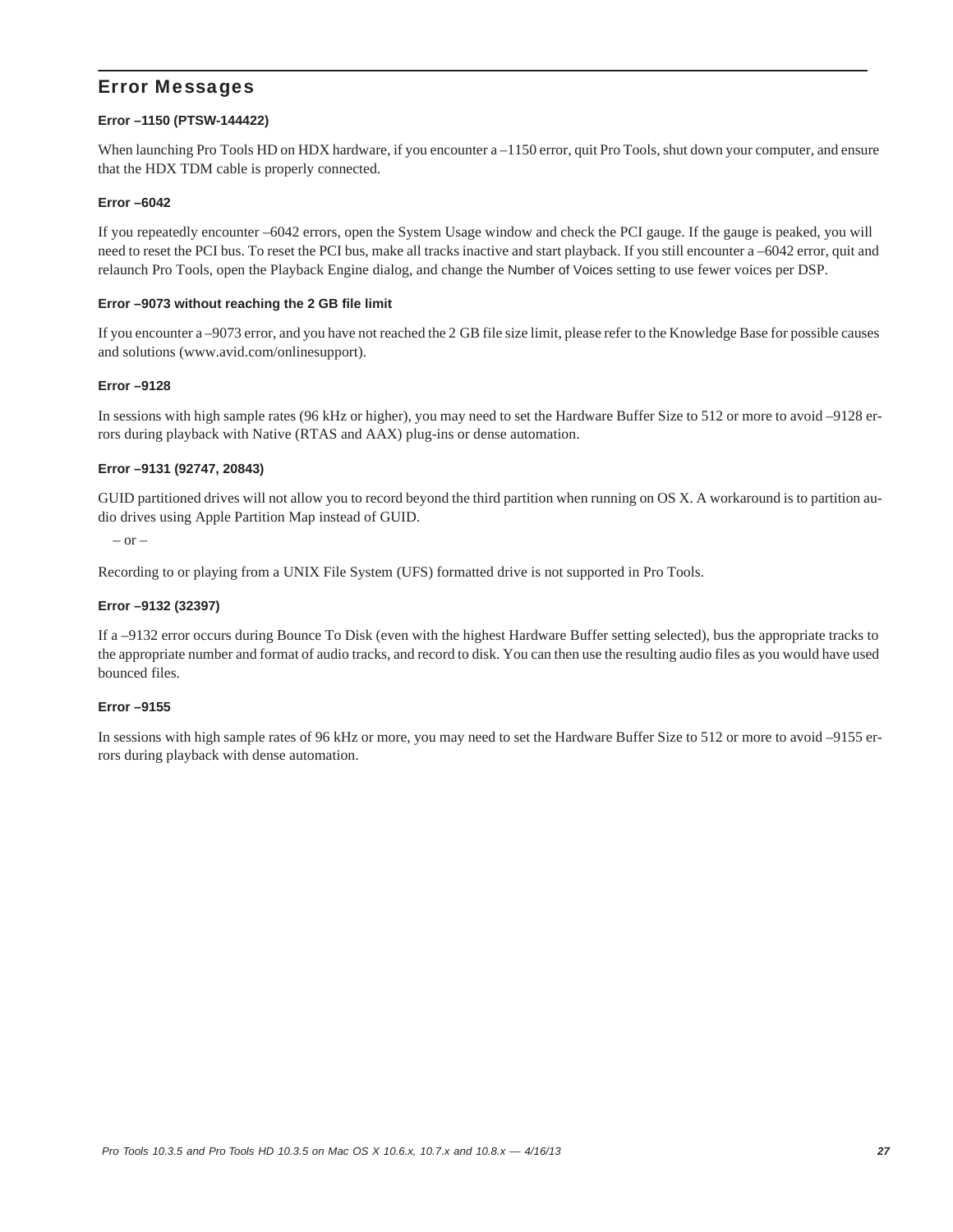## Error Messages

**Error –1150 (PTSW-144422)**

When launching Pro Tools HD on HDX hardware, if you encounter a –1150 error, quit Pro Tools, shut down your computer, and ensure that the HDX TDM cable is properly connected.

**Error –6042**

If you repeatedly encounter –6042 errors, open the System Usage window and check the PCI gauge. If the gauge is peaked, you will need to reset the PCI bus. To reset the PCI bus, make all tracks inactive and start playback. If you still encounter a –6042 error, quit and relaunch Pro Tools, open the Playback Engine dialog, and change the Number of Voices setting to use fewer voices per DSP.

**Error –9073 without reaching the 2 GB file limit**

If you encounter a –9073 error, and you have not reached the 2 GB file size limit, please refer to the Knowledge Base for possible causes and solutions (www.avid.com/onlinesupport).

**Error –9128**

In sessions with high sample rates (96 kHz or higher), you may need to set the Hardware Buffer Size to 512 or more to avoid –9128 errors during playback with Native (RTAS and AAX) plug-ins or dense automation.

**Error –9131 (92747, 20843)**

GUID partitioned drives will not allow you to record beyond the third partition when running on OS X. A workaround is to partition audio drives using Apple Partition Map instead of GUID.

– or –

Recording to or playing from a UNIX File System (UFS) formatted drive is not supported in Pro Tools.

**Error –9132 (32397)**

If a –9132 error occurs during Bounce To Disk (even with the highest Hardware Buffer setting selected), bus the appropriate tracks to the appropriate number and format of audio tracks, and record to disk. You can then use the resulting audio files as you would have used bounced files.

**Error –9155**

In sessions with high sample rates of 96 kHz or more, you may need to set the Hardware Buffer Size to 512 or more to avoid –9155 errors during playback with dense automation.